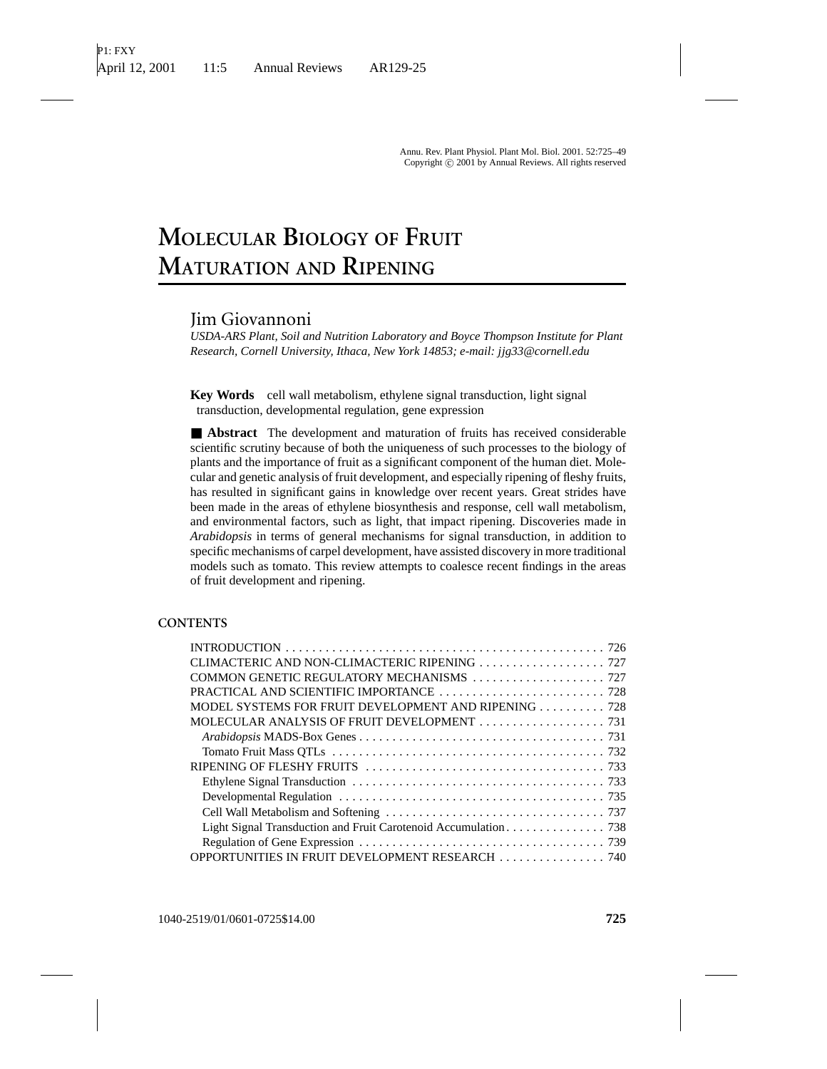# Molecular Biology of Fruit Maturation and Ripening

Jim Giovannoni

*USDA-ARS Plant, Soil and Nutrition Laboratory and Boyce Thompson Institute for Plant Research, Cornell University, Ithaca, New York 14853; e-mail: jjg33@cornell.edu*

**Key Words** cell wall metabolism, ethylene signal transduction, light signal transduction, developmental regulation, gene expression

■ **Abstract** The development and maturation of fruits has received considerable scientific scrutiny because of both the uniqueness of such processes to the biology of plants and the importance of fruit as a significant component of the human diet. Molecular and genetic analysis of fruit development, and especially ripening of fleshy fruits, has resulted in significant gains in knowledge over recent years. Great strides have been made in the areas of ethylene biosynthesis and response, cell wall metabolism, and environmental factors, such as light, that impact ripening. Discoveries made in *Arabidopsis* in terms of general mechanisms for signal transduction, in addition to specific mechanisms of carpel development, have assisted discovery in more traditional models such as tomato. This review attempts to coalesce recent findings in the areas of fruit development and ripening.

## CONTENTS

- INTRODUCTION . . . . . 726
- CLIMACTERIC AND NON-CLIMACTERIC RIPENING . . . . . 727
- COMMON GENETIC REGULATORY MECHANISMS . . . . . 727
- PRACTICAL AND SCIENTIFIC IMPORTANCE . . . . . 728
- MODEL SYSTEMS FOR FRUIT DEVELOPMENT AND RIPENING . . . . . 728
- MOLECULAR ANALYSIS OF FRUIT DEVELOPMENT . . . . . 731
  - *Arabidopsis* MADS-Box Genes . . . . . 731
  - Tomato Fruit Mass QTLs . . . . . 732
- RIPENING OF FLESHY FRUITS . . . . . 733
  - Ethylene Signal Transduction . . . . . 733
  - Developmental Regulation . . . . . 735
  - Cell Wall Metabolism and Softening . . . . . 737
  - Light Signal Transduction and Fruit Carotenoid Accumulation . . . . . 738
  - Regulation of Gene Expression . . . . . 739
- OPPORTUNITIES IN FRUIT DEVELOPMENT RESEARCH . . . . . 740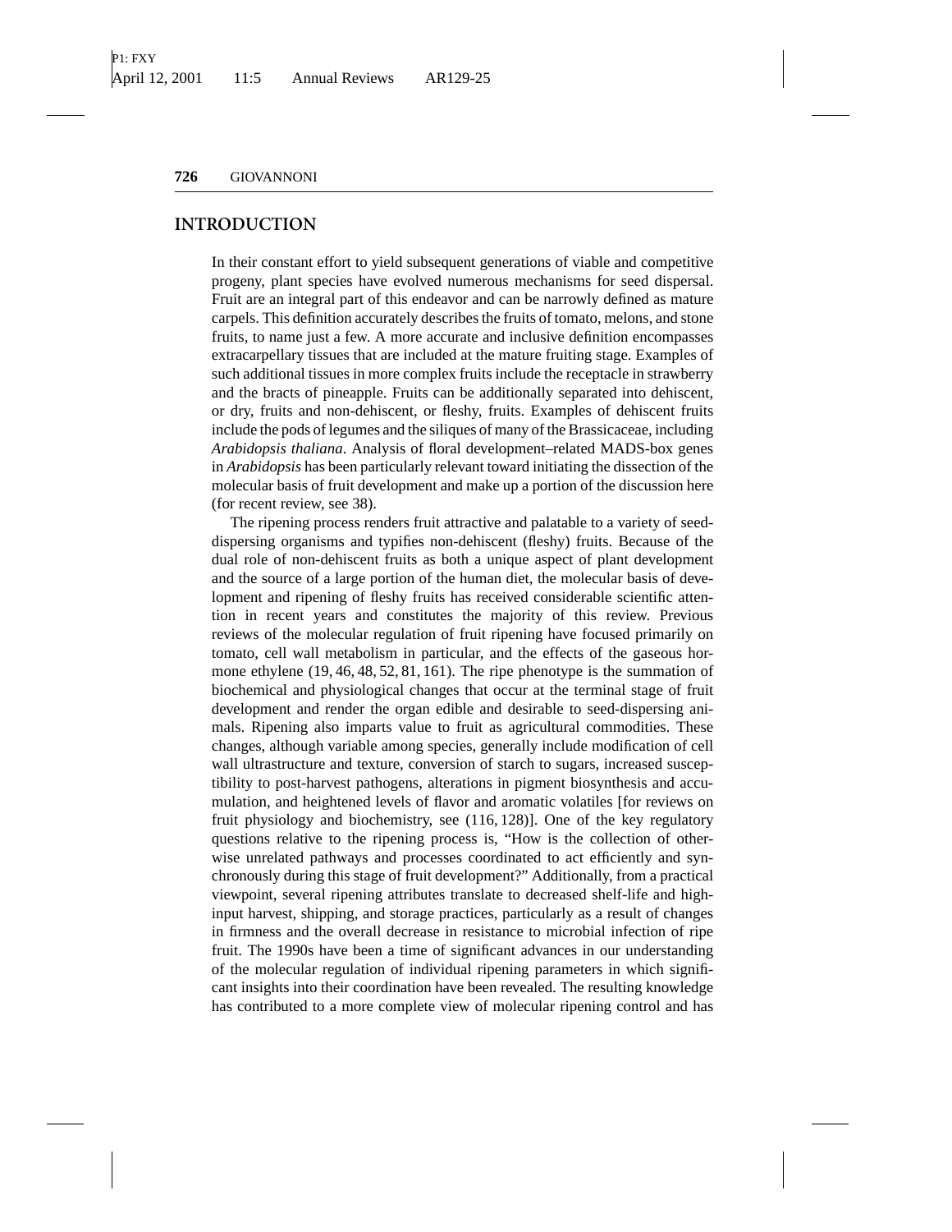## INTRODUCTION

In their constant effort to yield subsequent generations of viable and competitive progeny, plant species have evolved numerous mechanisms for seed dispersal. Fruit are an integral part of this endeavor and can be narrowly defined as mature carpels. This definition accurately describes the fruits of tomato, melons, and stone fruits, to name just a few. A more accurate and inclusive definition encompasses extracarpellary tissues that are included at the mature fruiting stage. Examples of such additional tissues in more complex fruits include the receptacle in strawberry and the bracts of pineapple. Fruits can be additionally separated into dehiscent, or dry, fruits and non-dehiscent, or fleshy, fruits. Examples of dehiscent fruits include the pods of legumes and the siliques of many of the Brassicaceae, including *Arabidopsis thaliana*. Analysis of floral development–related MADS-box genes in *Arabidopsis* has been particularly relevant toward initiating the dissection of the molecular basis of fruit development and make up a portion of the discussion here (for recent review, see 38).

The ripening process renders fruit attractive and palatable to a variety of seed-dispersing organisms and typifies non-dehiscent (fleshy) fruits. Because of the dual role of non-dehiscent fruits as both a unique aspect of plant development and the source of a large portion of the human diet, the molecular basis of development and ripening of fleshy fruits has received considerable scientific attention in recent years and constitutes the majority of this review. Previous reviews of the molecular regulation of fruit ripening have focused primarily on tomato, cell wall metabolism in particular, and the effects of the gaseous hormone ethylene (19, 46, 48, 52, 81, 161). The ripe phenotype is the summation of biochemical and physiological changes that occur at the terminal stage of fruit development and render the organ edible and desirable to seed-dispersing animals. Ripening also imparts value to fruit as agricultural commodities. These changes, although variable among species, generally include modification of cell wall ultrastructure and texture, conversion of starch to sugars, increased susceptibility to post-harvest pathogens, alterations in pigment biosynthesis and accumulation, and heightened levels of flavor and aromatic volatiles [for reviews on fruit physiology and biochemistry, see (116, 128)]. One of the key regulatory questions relative to the ripening process is, "How is the collection of otherwise unrelated pathways and processes coordinated to act efficiently and synchronously during this stage of fruit development?" Additionally, from a practical viewpoint, several ripening attributes translate to decreased shelf-life and high-input harvest, shipping, and storage practices, particularly as a result of changes in firmness and the overall decrease in resistance to microbial infection of ripe fruit. The 1990s have been a time of significant advances in our understanding of the molecular regulation of individual ripening parameters in which significant insights into their coordination have been revealed. The resulting knowledge has contributed to a more complete view of molecular ripening control and has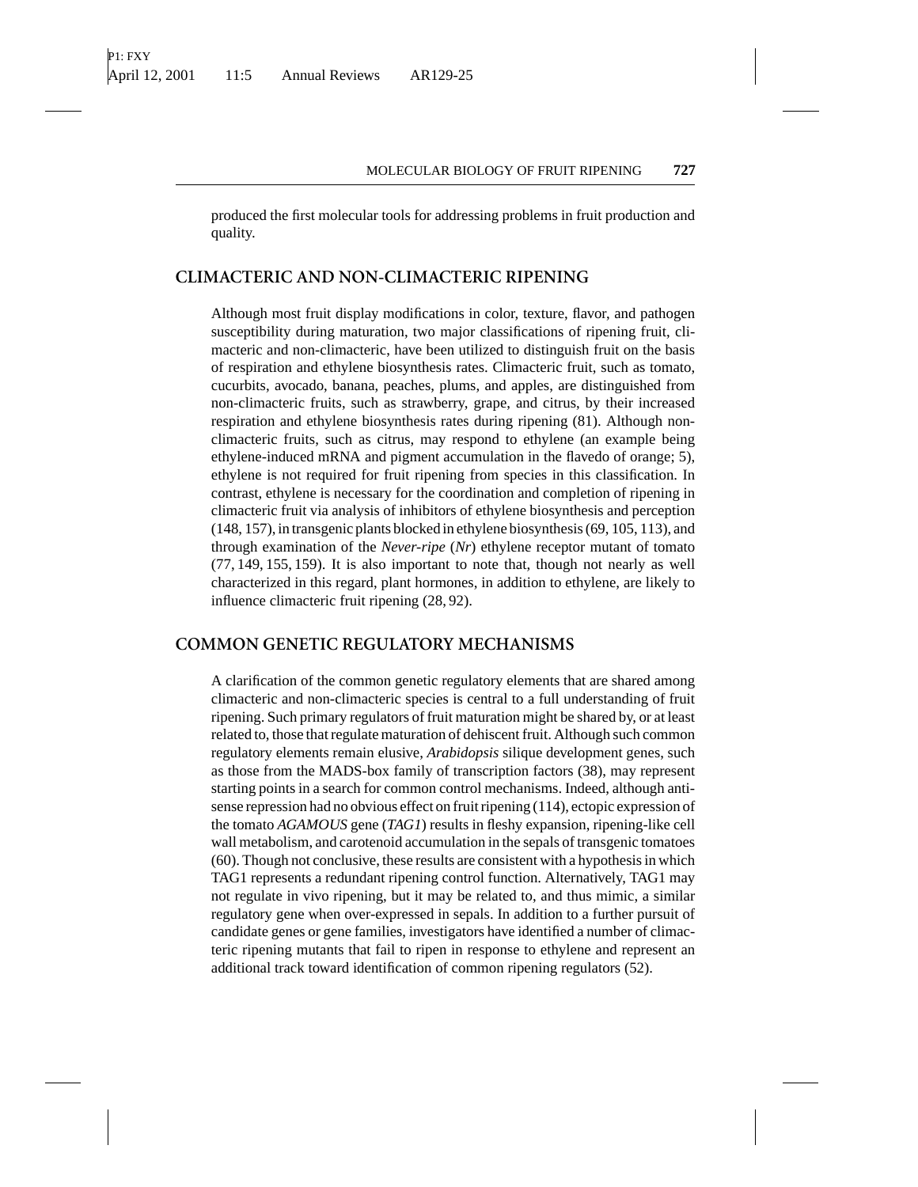produced the first molecular tools for addressing problems in fruit production and quality.

## CLIMACTERIC AND NON-CLIMACTERIC RIPENING

Although most fruit display modifications in color, texture, flavor, and pathogen susceptibility during maturation, two major classifications of ripening fruit, climacteric and non-climacteric, have been utilized to distinguish fruit on the basis of respiration and ethylene biosynthesis rates. Climacteric fruit, such as tomato, cucurbits, avocado, banana, peaches, plums, and apples, are distinguished from non-climacteric fruits, such as strawberry, grape, and citrus, by their increased respiration and ethylene biosynthesis rates during ripening (81). Although non-climacteric fruits, such as citrus, may respond to ethylene (an example being ethylene-induced mRNA and pigment accumulation in the flavedo of orange; 5), ethylene is not required for fruit ripening from species in this classification. In contrast, ethylene is necessary for the coordination and completion of ripening in climacteric fruit via analysis of inhibitors of ethylene biosynthesis and perception (148, 157), in transgenic plants blocked in ethylene biosynthesis (69, 105, 113), and through examination of the *Never-ripe* (*Nr*) ethylene receptor mutant of tomato (77, 149, 155, 159). It is also important to note that, though not nearly as well characterized in this regard, plant hormones, in addition to ethylene, are likely to influence climacteric fruit ripening (28, 92).

## COMMON GENETIC REGULATORY MECHANISMS

A clarification of the common genetic regulatory elements that are shared among climacteric and non-climacteric species is central to a full understanding of fruit ripening. Such primary regulators of fruit maturation might be shared by, or at least related to, those that regulate maturation of dehiscent fruit. Although such common regulatory elements remain elusive, *Arabidopsis* silique development genes, such as those from the MADS-box family of transcription factors (38), may represent starting points in a search for common control mechanisms. Indeed, although antisense repression had no obvious effect on fruit ripening (114), ectopic expression of the tomato *AGAMOUS* gene (*TAG1*) results in fleshy expansion, ripening-like cell wall metabolism, and carotenoid accumulation in the sepals of transgenic tomatoes (60). Though not conclusive, these results are consistent with a hypothesis in which TAG1 represents a redundant ripening control function. Alternatively, TAG1 may not regulate in vivo ripening, but it may be related to, and thus mimic, a similar regulatory gene when over-expressed in sepals. In addition to a further pursuit of candidate genes or gene families, investigators have identified a number of climacteric ripening mutants that fail to ripen in response to ethylene and represent an additional track toward identification of common ripening regulators (52).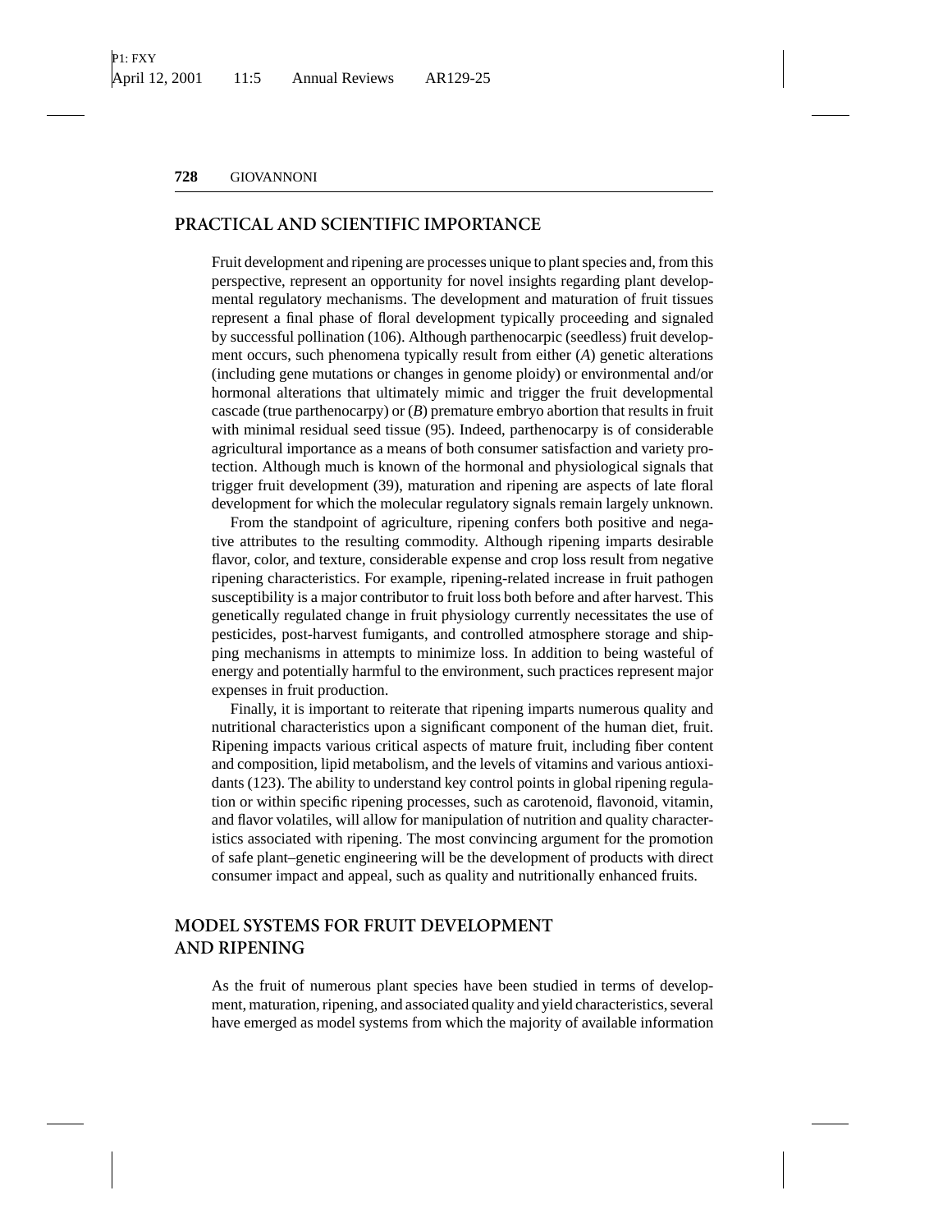## PRACTICAL AND SCIENTIFIC IMPORTANCE

Fruit development and ripening are processes unique to plant species and, from this perspective, represent an opportunity for novel insights regarding plant developmental regulatory mechanisms. The development and maturation of fruit tissues represent a final phase of floral development typically proceeding and signaled by successful pollination (106). Although parthenocarpic (seedless) fruit development occurs, such phenomena typically result from either (*A*) genetic alterations (including gene mutations or changes in genome ploidy) or environmental and/or hormonal alterations that ultimately mimic and trigger the fruit developmental cascade (true parthenocarpy) or (*B*) premature embryo abortion that results in fruit with minimal residual seed tissue (95). Indeed, parthenocarpy is of considerable agricultural importance as a means of both consumer satisfaction and variety protection. Although much is known of the hormonal and physiological signals that trigger fruit development (39), maturation and ripening are aspects of late floral development for which the molecular regulatory signals remain largely unknown.

From the standpoint of agriculture, ripening confers both positive and negative attributes to the resulting commodity. Although ripening imparts desirable flavor, color, and texture, considerable expense and crop loss result from negative ripening characteristics. For example, ripening-related increase in fruit pathogen susceptibility is a major contributor to fruit loss both before and after harvest. This genetically regulated change in fruit physiology currently necessitates the use of pesticides, post-harvest fumigants, and controlled atmosphere storage and shipping mechanisms in attempts to minimize loss. In addition to being wasteful of energy and potentially harmful to the environment, such practices represent major expenses in fruit production.

Finally, it is important to reiterate that ripening imparts numerous quality and nutritional characteristics upon a significant component of the human diet, fruit. Ripening impacts various critical aspects of mature fruit, including fiber content and composition, lipid metabolism, and the levels of vitamins and various antioxidants (123). The ability to understand key control points in global ripening regulation or within specific ripening processes, such as carotenoid, flavonoid, vitamin, and flavor volatiles, will allow for manipulation of nutrition and quality characteristics associated with ripening. The most convincing argument for the promotion of safe plant–genetic engineering will be the development of products with direct consumer impact and appeal, such as quality and nutritionally enhanced fruits.

## MODEL SYSTEMS FOR FRUIT DEVELOPMENT AND RIPENING

As the fruit of numerous plant species have been studied in terms of development, maturation, ripening, and associated quality and yield characteristics, several have emerged as model systems from which the majority of available information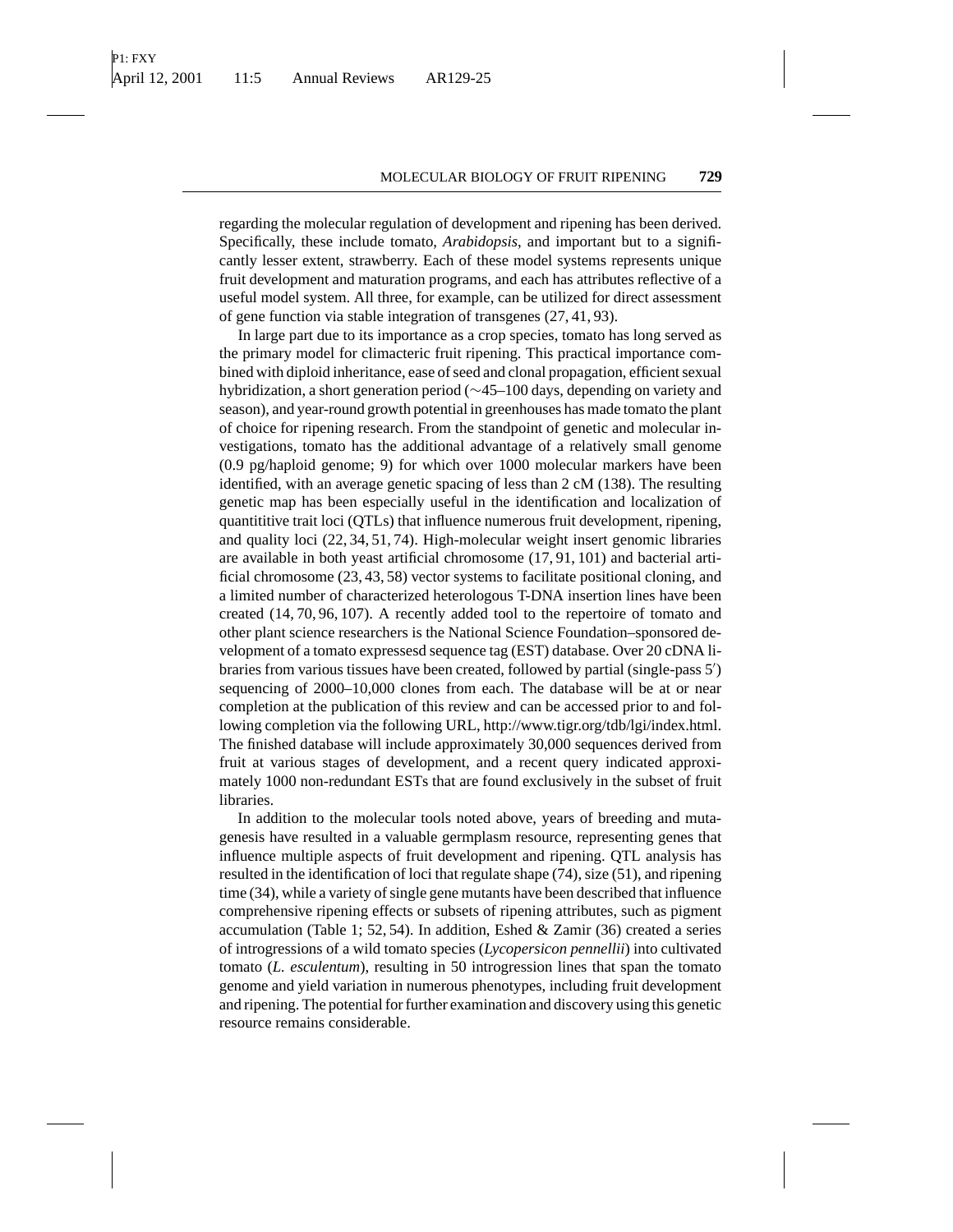regarding the molecular regulation of development and ripening has been derived. Specifically, these include tomato, *Arabidopsis*, and important but to a significantly lesser extent, strawberry. Each of these model systems represents unique fruit development and maturation programs, and each has attributes reflective of a useful model system. All three, for example, can be utilized for direct assessment of gene function via stable integration of transgenes (27, 41, 93).

In large part due to its importance as a crop species, tomato has long served as the primary model for climacteric fruit ripening. This practical importance combined with diploid inheritance, ease of seed and clonal propagation, efficient sexual hybridization, a short generation period (~45–100 days, depending on variety and season), and year-round growth potential in greenhouses has made tomato the plant of choice for ripening research. From the standpoint of genetic and molecular investigations, tomato has the additional advantage of a relatively small genome (0.9 pg/haploid genome; 9) for which over 1000 molecular markers have been identified, with an average genetic spacing of less than 2 cM (138). The resulting genetic map has been especially useful in the identification and localization of quantititive trait loci (QTLs) that influence numerous fruit development, ripening, and quality loci (22, 34, 51, 74). High-molecular weight insert genomic libraries are available in both yeast artificial chromosome (17, 91, 101) and bacterial artificial chromosome (23, 43, 58) vector systems to facilitate positional cloning, and a limited number of characterized heterologous T-DNA insertion lines have been created (14, 70, 96, 107). A recently added tool to the repertoire of tomato and other plant science researchers is the National Science Foundation–sponsored development of a tomato expressesd sequence tag (EST) database. Over 20 cDNA libraries from various tissues have been created, followed by partial (single-pass 5′) sequencing of 2000–10,000 clones from each. The database will be at or near completion at the publication of this review and can be accessed prior to and following completion via the following URL, http://www.tigr.org/tdb/lgi/index.html. The finished database will include approximately 30,000 sequences derived from fruit at various stages of development, and a recent query indicated approximately 1000 non-redundant ESTs that are found exclusively in the subset of fruit libraries.

In addition to the molecular tools noted above, years of breeding and mutagenesis have resulted in a valuable germplasm resource, representing genes that influence multiple aspects of fruit development and ripening. QTL analysis has resulted in the identification of loci that regulate shape (74), size (51), and ripening time (34), while a variety of single gene mutants have been described that influence comprehensive ripening effects or subsets of ripening attributes, such as pigment accumulation (Table 1; 52, 54). In addition, Eshed & Zamir (36) created a series of introgressions of a wild tomato species (*Lycopersicon pennellii*) into cultivated tomato (*L. esculentum*), resulting in 50 introgression lines that span the tomato genome and yield variation in numerous phenotypes, including fruit development and ripening. The potential for further examination and discovery using this genetic resource remains considerable.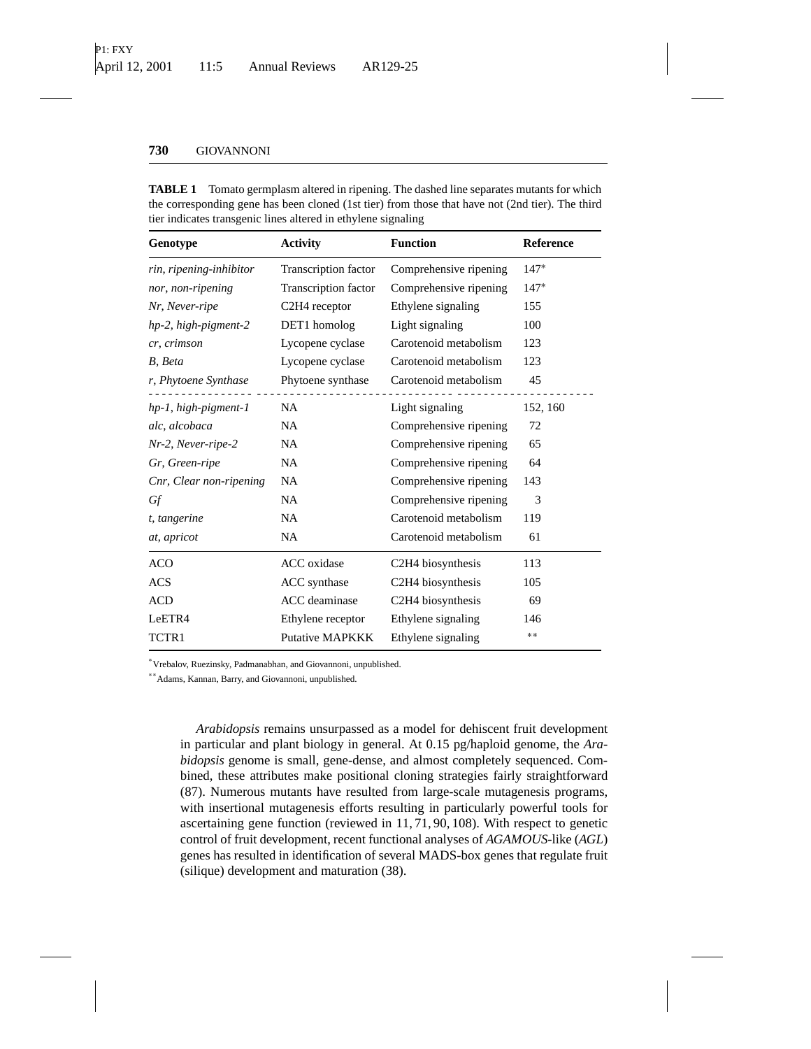**TABLE 1** Tomato germplasm altered in ripening. The dashed line separates mutants for which the corresponding gene has been cloned (1st tier) from those that have not (2nd tier). The third tier indicates transgenic lines altered in ethylene signaling

| Genotype | Activity | Function | Reference |
|---|---|---|---|
| *rin, ripening-inhibitor* | Transcription factor | Comprehensive ripening | 147* |
| *nor, non-ripening* | Transcription factor | Comprehensive ripening | 147* |
| *Nr, Never-ripe* | C2H4 receptor | Ethylene signaling | 155 |
| *hp-2, high-pigment-2* | DET1 homolog | Light signaling | 100 |
| *cr, crimson* | Lycopene cyclase | Carotenoid metabolism | 123 |
| *B, Beta* | Lycopene cyclase | Carotenoid metabolism | 123 |
| *r, Phytoene Synthase* | Phytoene synthase | Carotenoid metabolism | 45 |
| *hp-1, high-pigment-1* | NA | Light signaling | 152, 160 |
| *alc, alcobaca* | NA | Comprehensive ripening | 72 |
| *Nr-2, Never-ripe-2* | NA | Comprehensive ripening | 65 |
| *Gr, Green-ripe* | NA | Comprehensive ripening | 64 |
| *Cnr, Clear non-ripening* | NA | Comprehensive ripening | 143 |
| *Gf* | NA | Comprehensive ripening | 3 |
| *t, tangerine* | NA | Carotenoid metabolism | 119 |
| *at, apricot* | NA | Carotenoid metabolism | 61 |
| ACO | ACC oxidase | C2H4 biosynthesis | 113 |
| ACS | ACC synthase | C2H4 biosynthesis | 105 |
| ACD | ACC deaminase | C2H4 biosynthesis | 69 |
| LeETR4 | Ethylene receptor | Ethylene signaling | 146 |
| TCTR1 | Putative MAPKKK | Ethylene signaling | ** |

*Vrebalov, Ruezinsky, Padmanabhan, and Giovannoni, unpublished.

**Adams, Kannan, Barry, and Giovannoni, unpublished.

*Arabidopsis* remains unsurpassed as a model for dehiscent fruit development in particular and plant biology in general. At 0.15 pg/haploid genome, the *Arabidopsis* genome is small, gene-dense, and almost completely sequenced. Combined, these attributes make positional cloning strategies fairly straightforward (87). Numerous mutants have resulted from large-scale mutagenesis programs, with insertional mutagenesis efforts resulting in particularly powerful tools for ascertaining gene function (reviewed in 11, 71, 90, 108). With respect to genetic control of fruit development, recent functional analyses of *AGAMOUS*-like (*AGL*) genes has resulted in identification of several MADS-box genes that regulate fruit (silique) development and maturation (38).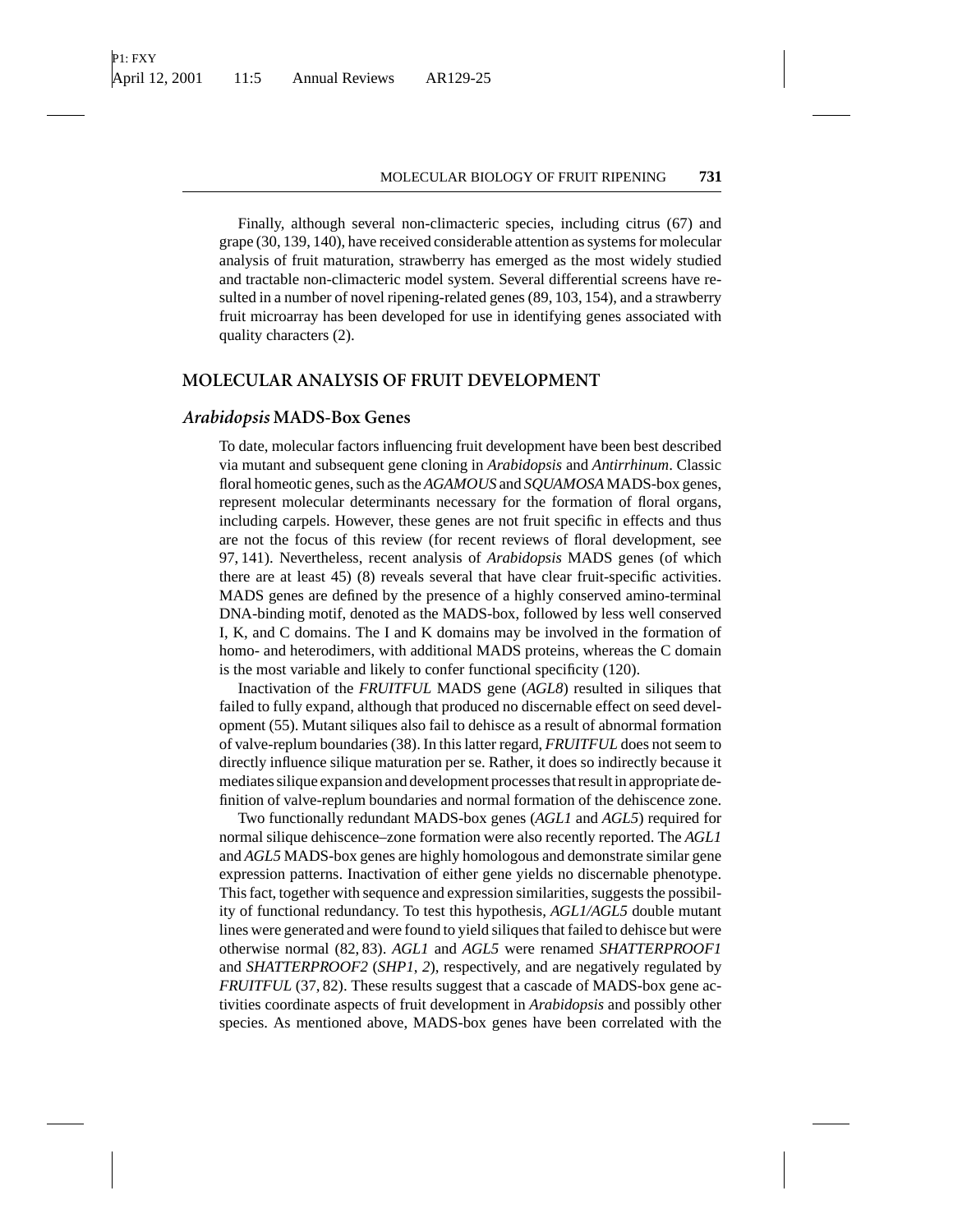Finally, although several non-climacteric species, including citrus (67) and grape (30, 139, 140), have received considerable attention as systems for molecular analysis of fruit maturation, strawberry has emerged as the most widely studied and tractable non-climacteric model system. Several differential screens have resulted in a number of novel ripening-related genes (89, 103, 154), and a strawberry fruit microarray has been developed for use in identifying genes associated with quality characters (2).

## MOLECULAR ANALYSIS OF FRUIT DEVELOPMENT

### *Arabidopsis* MADS-Box Genes

To date, molecular factors influencing fruit development have been best described via mutant and subsequent gene cloning in *Arabidopsis* and *Antirrhinum*. Classic floral homeotic genes, such as the *AGAMOUS* and *SQUAMOSA* MADS-box genes, represent molecular determinants necessary for the formation of floral organs, including carpels. However, these genes are not fruit specific in effects and thus are not the focus of this review (for recent reviews of floral development, see 97, 141). Nevertheless, recent analysis of *Arabidopsis* MADS genes (of which there are at least 45) (8) reveals several that have clear fruit-specific activities. MADS genes are defined by the presence of a highly conserved amino-terminal DNA-binding motif, denoted as the MADS-box, followed by less well conserved I, K, and C domains. The I and K domains may be involved in the formation of homo- and heterodimers, with additional MADS proteins, whereas the C domain is the most variable and likely to confer functional specificity (120).

Inactivation of the *FRUITFUL* MADS gene (*AGL8*) resulted in siliques that failed to fully expand, although that produced no discernable effect on seed development (55). Mutant siliques also fail to dehisce as a result of abnormal formation of valve-replum boundaries (38). In this latter regard, *FRUITFUL* does not seem to directly influence silique maturation per se. Rather, it does so indirectly because it mediates silique expansion and development processes that result in appropriate definition of valve-replum boundaries and normal formation of the dehiscence zone.

Two functionally redundant MADS-box genes (*AGL1* and *AGL5*) required for normal silique dehiscence–zone formation were also recently reported. The *AGL1* and *AGL5* MADS-box genes are highly homologous and demonstrate similar gene expression patterns. Inactivation of either gene yields no discernable phenotype. This fact, together with sequence and expression similarities, suggests the possibility of functional redundancy. To test this hypothesis, *AGL1/AGL5* double mutant lines were generated and were found to yield siliques that failed to dehisce but were otherwise normal (82, 83). *AGL1* and *AGL5* were renamed *SHATTERPROOF1* and *SHATTERPROOF2* (*SHP1, 2*), respectively, and are negatively regulated by *FRUITFUL* (37, 82). These results suggest that a cascade of MADS-box gene activities coordinate aspects of fruit development in *Arabidopsis* and possibly other species. As mentioned above, MADS-box genes have been correlated with the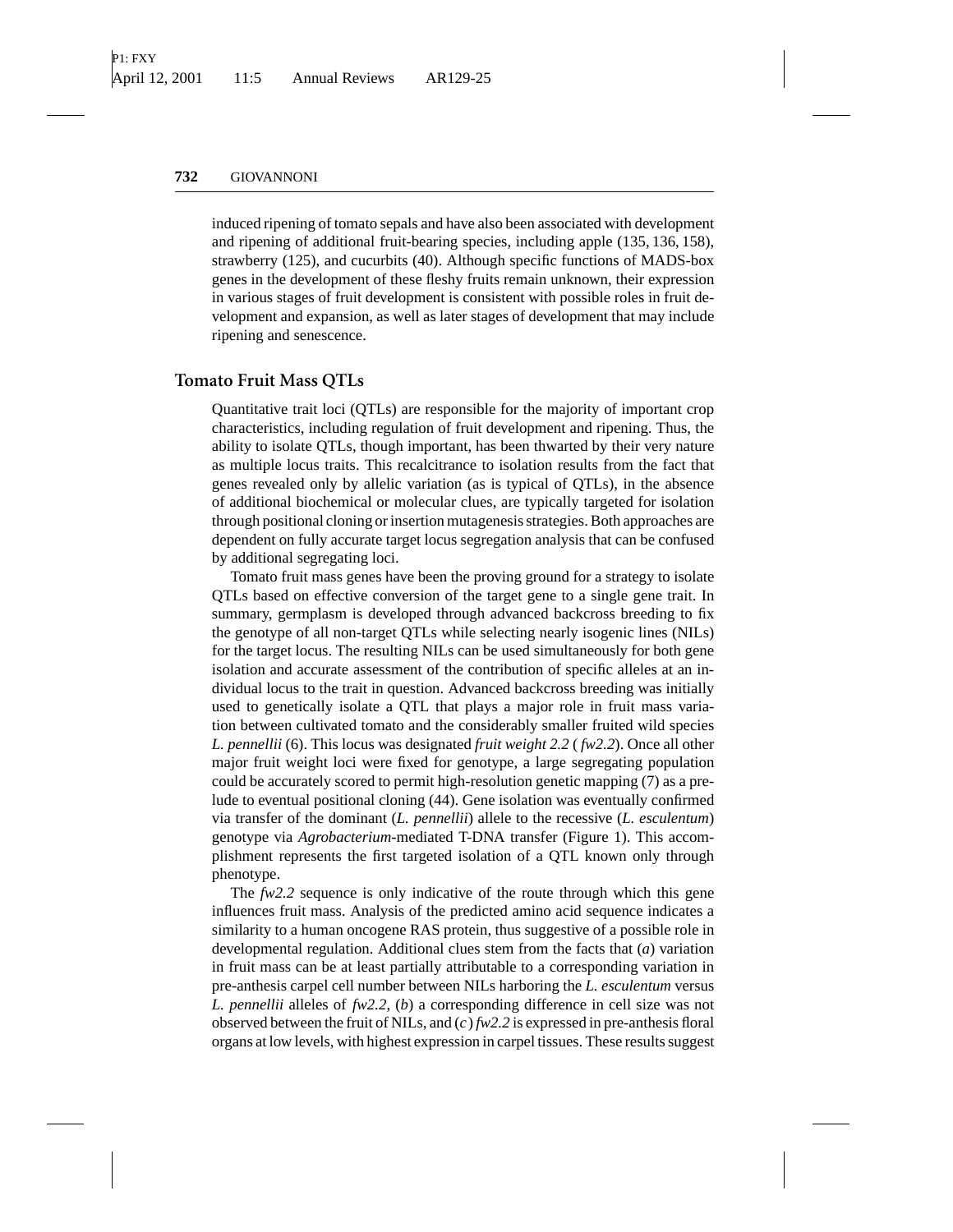induced ripening of tomato sepals and have also been associated with development and ripening of additional fruit-bearing species, including apple (135, 136, 158), strawberry (125), and cucurbits (40). Although specific functions of MADS-box genes in the development of these fleshy fruits remain unknown, their expression in various stages of fruit development is consistent with possible roles in fruit development and expansion, as well as later stages of development that may include ripening and senescence.

## Tomato Fruit Mass QTLs

Quantitative trait loci (QTLs) are responsible for the majority of important crop characteristics, including regulation of fruit development and ripening. Thus, the ability to isolate QTLs, though important, has been thwarted by their very nature as multiple locus traits. This recalcitrance to isolation results from the fact that genes revealed only by allelic variation (as is typical of QTLs), in the absence of additional biochemical or molecular clues, are typically targeted for isolation through positional cloning or insertion mutagenesis strategies. Both approaches are dependent on fully accurate target locus segregation analysis that can be confused by additional segregating loci.

Tomato fruit mass genes have been the proving ground for a strategy to isolate QTLs based on effective conversion of the target gene to a single gene trait. In summary, germplasm is developed through advanced backcross breeding to fix the genotype of all non-target QTLs while selecting nearly isogenic lines (NILs) for the target locus. The resulting NILs can be used simultaneously for both gene isolation and accurate assessment of the contribution of specific alleles at an individual locus to the trait in question. Advanced backcross breeding was initially used to genetically isolate a QTL that plays a major role in fruit mass variation between cultivated tomato and the considerably smaller fruited wild species *L. pennellii* (6). This locus was designated *fruit weight 2.2* (*fw2.2*). Once all other major fruit weight loci were fixed for genotype, a large segregating population could be accurately scored to permit high-resolution genetic mapping (7) as a prelude to eventual positional cloning (44). Gene isolation was eventually confirmed via transfer of the dominant (*L. pennellii*) allele to the recessive (*L. esculentum*) genotype via *Agrobacterium*-mediated T-DNA transfer (Figure 1). This accomplishment represents the first targeted isolation of a QTL known only through phenotype.

The *fw2.2* sequence is only indicative of the route through which this gene influences fruit mass. Analysis of the predicted amino acid sequence indicates a similarity to a human oncogene RAS protein, thus suggestive of a possible role in developmental regulation. Additional clues stem from the facts that (*a*) variation in fruit mass can be at least partially attributable to a corresponding variation in pre-anthesis carpel cell number between NILs harboring the *L. esculentum* versus *L. pennellii* alleles of *fw2.2*, (*b*) a corresponding difference in cell size was not observed between the fruit of NILs, and (*c*) *fw2.2* is expressed in pre-anthesis floral organs at low levels, with highest expression in carpel tissues. These results suggest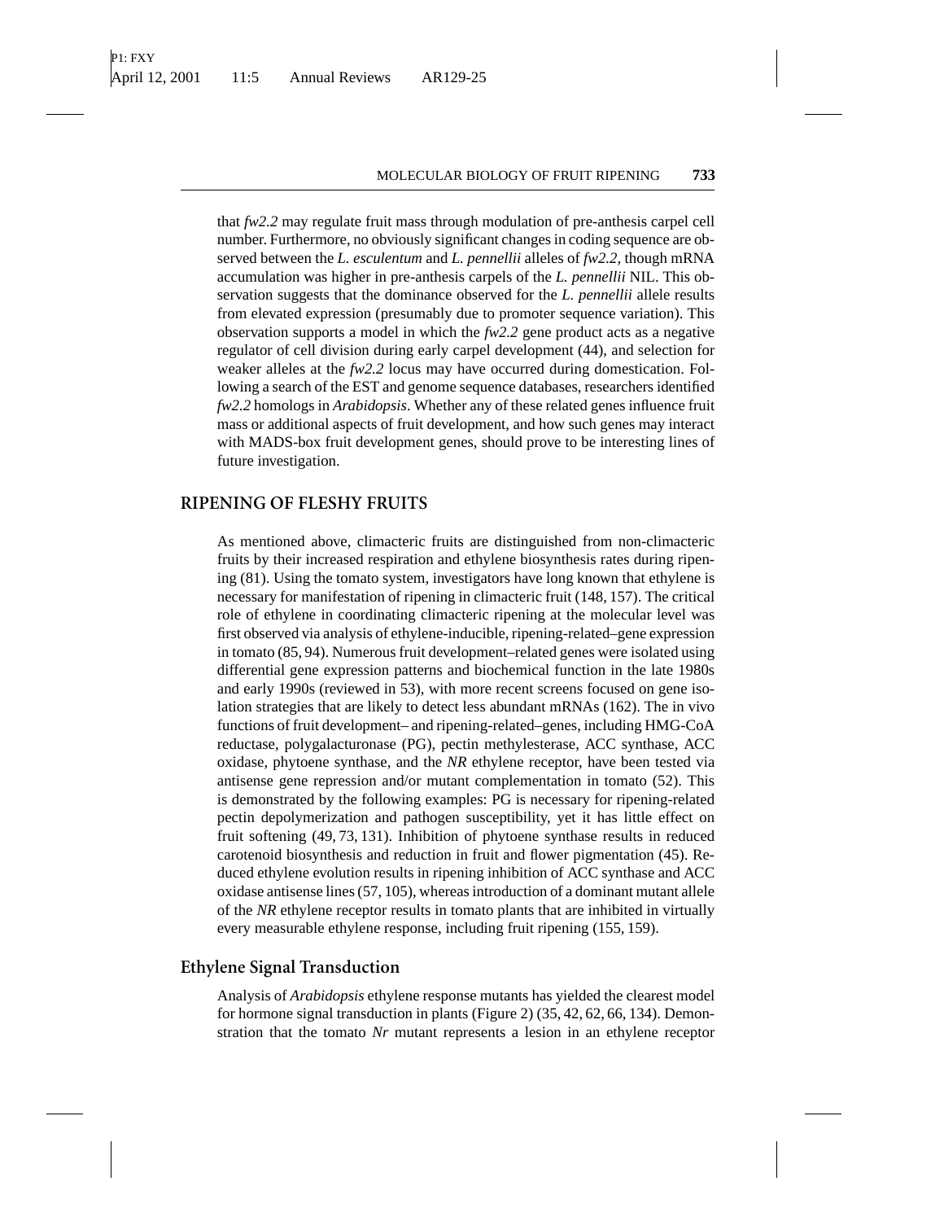that *fw2.2* may regulate fruit mass through modulation of pre-anthesis carpel cell number. Furthermore, no obviously significant changes in coding sequence are observed between the *L. esculentum* and *L. pennellii* alleles of *fw2.2*, though mRNA accumulation was higher in pre-anthesis carpels of the *L. pennellii* NIL. This observation suggests that the dominance observed for the *L. pennellii* allele results from elevated expression (presumably due to promoter sequence variation). This observation supports a model in which the *fw2.2* gene product acts as a negative regulator of cell division during early carpel development (44), and selection for weaker alleles at the *fw2.2* locus may have occurred during domestication. Following a search of the EST and genome sequence databases, researchers identified *fw2.2* homologs in *Arabidopsis*. Whether any of these related genes influence fruit mass or additional aspects of fruit development, and how such genes may interact with MADS-box fruit development genes, should prove to be interesting lines of future investigation.

## RIPENING OF FLESHY FRUITS

As mentioned above, climacteric fruits are distinguished from non-climacteric fruits by their increased respiration and ethylene biosynthesis rates during ripening (81). Using the tomato system, investigators have long known that ethylene is necessary for manifestation of ripening in climacteric fruit (148, 157). The critical role of ethylene in coordinating climacteric ripening at the molecular level was first observed via analysis of ethylene-inducible, ripening-related–gene expression in tomato (85, 94). Numerous fruit development–related genes were isolated using differential gene expression patterns and biochemical function in the late 1980s and early 1990s (reviewed in 53), with more recent screens focused on gene isolation strategies that are likely to detect less abundant mRNAs (162). The in vivo functions of fruit development– and ripening-related–genes, including HMG-CoA reductase, polygalacturonase (PG), pectin methylesterase, ACC synthase, ACC oxidase, phytoene synthase, and the *NR* ethylene receptor, have been tested via antisense gene repression and/or mutant complementation in tomato (52). This is demonstrated by the following examples: PG is necessary for ripening-related pectin depolymerization and pathogen susceptibility, yet it has little effect on fruit softening (49, 73, 131). Inhibition of phytoene synthase results in reduced carotenoid biosynthesis and reduction in fruit and flower pigmentation (45). Reduced ethylene evolution results in ripening inhibition of ACC synthase and ACC oxidase antisense lines (57, 105), whereas introduction of a dominant mutant allele of the *NR* ethylene receptor results in tomato plants that are inhibited in virtually every measurable ethylene response, including fruit ripening (155, 159).

### Ethylene Signal Transduction

Analysis of *Arabidopsis* ethylene response mutants has yielded the clearest model for hormone signal transduction in plants (Figure 2) (35, 42, 62, 66, 134). Demonstration that the tomato *Nr* mutant represents a lesion in an ethylene receptor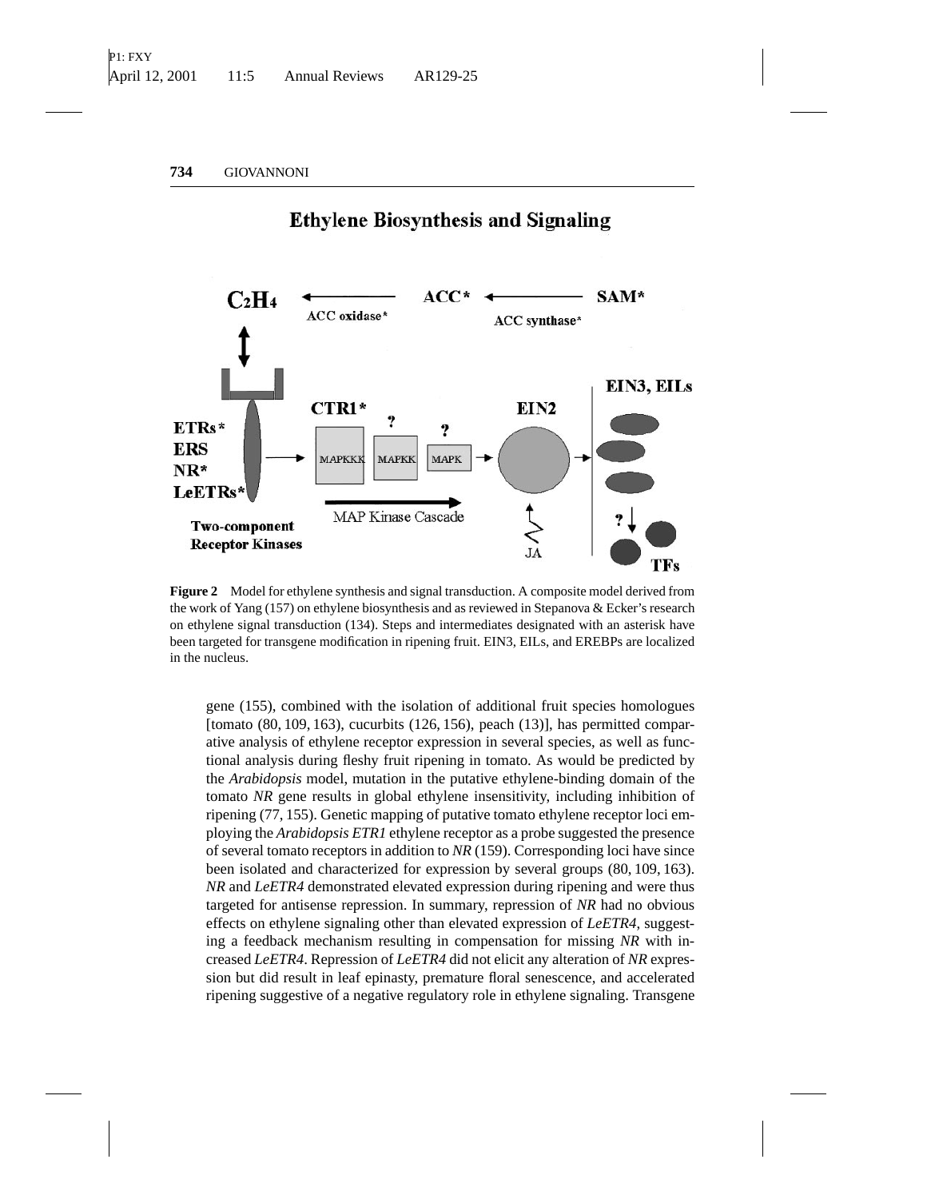Figure 2 Model for ethylene synthesis and signal transduction. A composite model derived from the work of Yang (157) on ethylene biosynthesis and as reviewed in Stepanova & Ecker's research on ethylene signal transduction (134). Steps and intermediates designated with an asterisk have been targeted for transgene modification in ripening fruit. EIN3, EILs, and EREBPs are localized in the nucleus.

gene (155), combined with the isolation of additional fruit species homologues [tomato (80, 109, 163), cucurbits (126, 156), peach (13)], has permitted comparative analysis of ethylene receptor expression in several species, as well as functional analysis during fleshy fruit ripening in tomato. As would be predicted by the *Arabidopsis* model, mutation in the putative ethylene-binding domain of the tomato *NR* gene results in global ethylene insensitivity, including inhibition of ripening (77, 155). Genetic mapping of putative tomato ethylene receptor loci employing the *Arabidopsis ETR1* ethylene receptor as a probe suggested the presence of several tomato receptors in addition to *NR* (159). Corresponding loci have since been isolated and characterized for expression by several groups (80, 109, 163). *NR* and *LeETR4* demonstrated elevated expression during ripening and were thus targeted for antisense repression. In summary, repression of *NR* had no obvious effects on ethylene signaling other than elevated expression of *LeETR4*, suggesting a feedback mechanism resulting in compensation for missing *NR* with increased *LeETR4*. Repression of *LeETR4* did not elicit any alteration of *NR* expression but did result in leaf epinasty, premature floral senescence, and accelerated ripening suggestive of a negative regulatory role in ethylene signaling. Transgene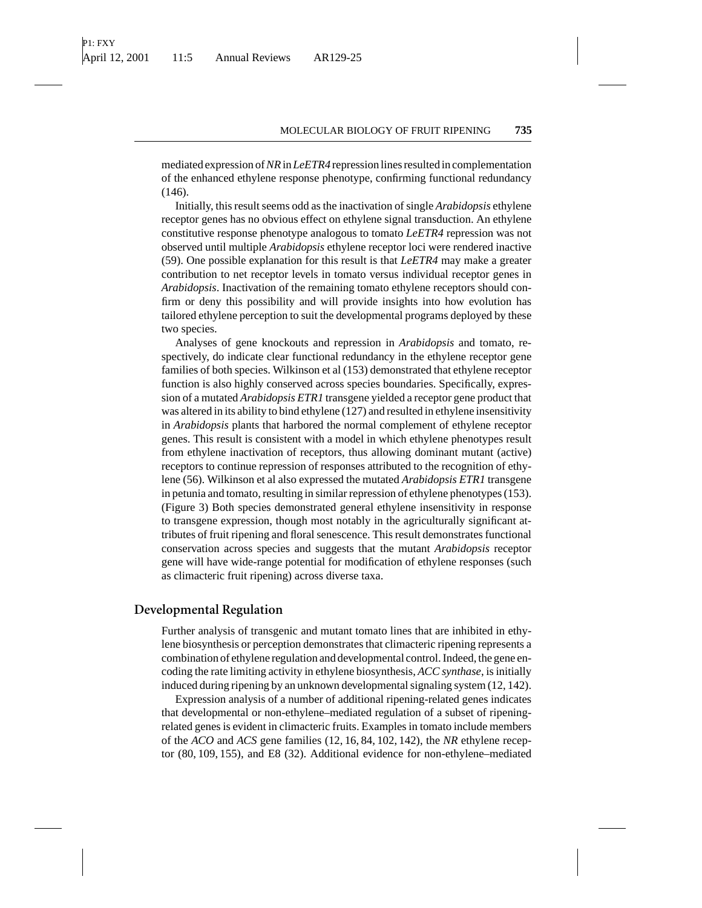mediated expression of *NR* in *LeETR4* repression lines resulted in complementation of the enhanced ethylene response phenotype, confirming functional redundancy (146).

Initially, this result seems odd as the inactivation of single *Arabidopsis* ethylene receptor genes has no obvious effect on ethylene signal transduction. An ethylene constitutive response phenotype analogous to tomato *LeETR4* repression was not observed until multiple *Arabidopsis* ethylene receptor loci were rendered inactive (59). One possible explanation for this result is that *LeETR4* may make a greater contribution to net receptor levels in tomato versus individual receptor genes in *Arabidopsis*. Inactivation of the remaining tomato ethylene receptors should confirm or deny this possibility and will provide insights into how evolution has tailored ethylene perception to suit the developmental programs deployed by these two species.

Analyses of gene knockouts and repression in *Arabidopsis* and tomato, respectively, do indicate clear functional redundancy in the ethylene receptor gene families of both species. Wilkinson et al (153) demonstrated that ethylene receptor function is also highly conserved across species boundaries. Specifically, expression of a mutated *Arabidopsis ETR1* transgene yielded a receptor gene product that was altered in its ability to bind ethylene (127) and resulted in ethylene insensitivity in *Arabidopsis* plants that harbored the normal complement of ethylene receptor genes. This result is consistent with a model in which ethylene phenotypes result from ethylene inactivation of receptors, thus allowing dominant mutant (active) receptors to continue repression of responses attributed to the recognition of ethylene (56). Wilkinson et al also expressed the mutated *Arabidopsis ETR1* transgene in petunia and tomato, resulting in similar repression of ethylene phenotypes (153). (Figure 3) Both species demonstrated general ethylene insensitivity in response to transgene expression, though most notably in the agriculturally significant attributes of fruit ripening and floral senescence. This result demonstrates functional conservation across species and suggests that the mutant *Arabidopsis* receptor gene will have wide-range potential for modification of ethylene responses (such as climacteric fruit ripening) across diverse taxa.

## Developmental Regulation

Further analysis of transgenic and mutant tomato lines that are inhibited in ethylene biosynthesis or perception demonstrates that climacteric ripening represents a combination of ethylene regulation and developmental control. Indeed, the gene encoding the rate limiting activity in ethylene biosynthesis, *ACC synthase*, is initially induced during ripening by an unknown developmental signaling system (12, 142).

Expression analysis of a number of additional ripening-related genes indicates that developmental or non-ethylene–mediated regulation of a subset of ripening-related genes is evident in climacteric fruits. Examples in tomato include members of the *ACO* and *ACS* gene families (12, 16, 84, 102, 142), the *NR* ethylene receptor (80, 109, 155), and E8 (32). Additional evidence for non-ethylene–mediated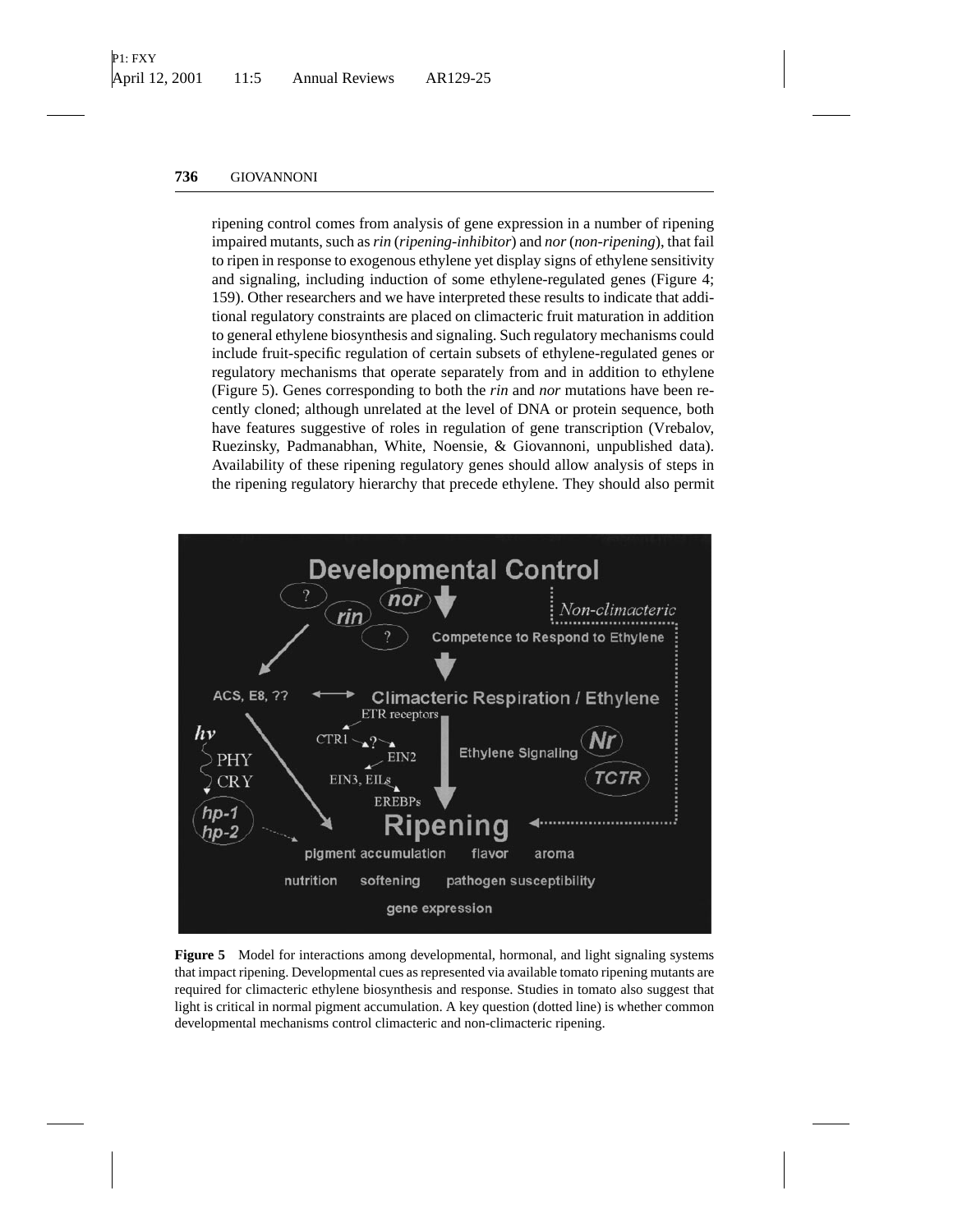ripening control comes from analysis of gene expression in a number of ripening impaired mutants, such as *rin* (*ripening-inhibitor*) and *nor* (*non-ripening*), that fail to ripen in response to exogenous ethylene yet display signs of ethylene sensitivity and signaling, including induction of some ethylene-regulated genes (Figure 4; 159). Other researchers and we have interpreted these results to indicate that additional regulatory constraints are placed on climacteric fruit maturation in addition to general ethylene biosynthesis and signaling. Such regulatory mechanisms could include fruit-specific regulation of certain subsets of ethylene-regulated genes or regulatory mechanisms that operate separately from and in addition to ethylene (Figure 5). Genes corresponding to both the *rin* and *nor* mutations have been recently cloned; although unrelated at the level of DNA or protein sequence, both have features suggestive of roles in regulation of gene transcription (Vrebalov, Ruezinsky, Padmanabhan, White, Noensie, & Giovannoni, unpublished data). Availability of these ripening regulatory genes should allow analysis of steps in the ripening regulatory hierarchy that precede ethylene. They should also permit

**Figure 5** Model for interactions among developmental, hormonal, and light signaling systems that impact ripening. Developmental cues as represented via available tomato ripening mutants are required for climacteric ethylene biosynthesis and response. Studies in tomato also suggest that light is critical in normal pigment accumulation. A key question (dotted line) is whether common developmental mechanisms control climacteric and non-climacteric ripening.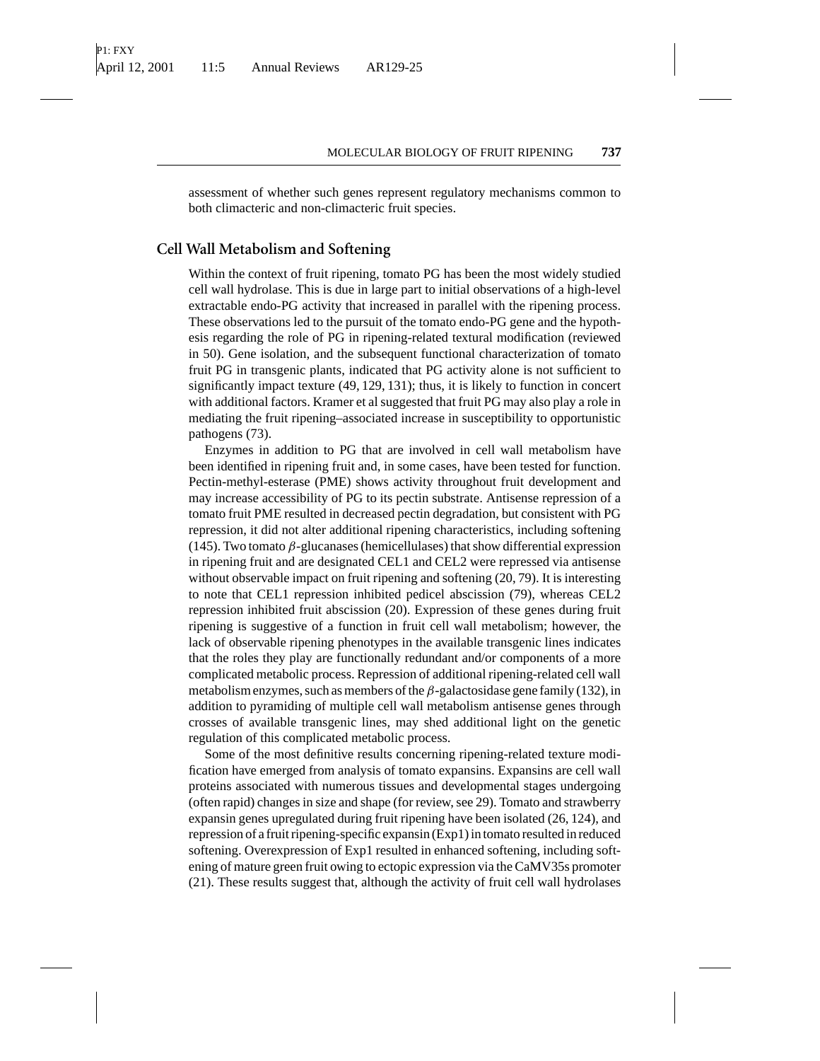assessment of whether such genes represent regulatory mechanisms common to both climacteric and non-climacteric fruit species.

## Cell Wall Metabolism and Softening

Within the context of fruit ripening, tomato PG has been the most widely studied cell wall hydrolase. This is due in large part to initial observations of a high-level extractable endo-PG activity that increased in parallel with the ripening process. These observations led to the pursuit of the tomato endo-PG gene and the hypothesis regarding the role of PG in ripening-related textural modification (reviewed in 50). Gene isolation, and the subsequent functional characterization of tomato fruit PG in transgenic plants, indicated that PG activity alone is not sufficient to significantly impact texture (49, 129, 131); thus, it is likely to function in concert with additional factors. Kramer et al suggested that fruit PG may also play a role in mediating the fruit ripening–associated increase in susceptibility to opportunistic pathogens (73).

Enzymes in addition to PG that are involved in cell wall metabolism have been identified in ripening fruit and, in some cases, have been tested for function. Pectin-methyl-esterase (PME) shows activity throughout fruit development and may increase accessibility of PG to its pectin substrate. Antisense repression of a tomato fruit PME resulted in decreased pectin degradation, but consistent with PG repression, it did not alter additional ripening characteristics, including softening (145). Two tomato $\beta$-glucanases (hemicellulases) that show differential expression in ripening fruit and are designated CEL1 and CEL2 were repressed via antisense without observable impact on fruit ripening and softening (20, 79). It is interesting to note that CEL1 repression inhibited pedicel abscission (79), whereas CEL2 repression inhibited fruit abscission (20). Expression of these genes during fruit ripening is suggestive of a function in fruit cell wall metabolism; however, the lack of observable ripening phenotypes in the available transgenic lines indicates that the roles they play are functionally redundant and/or components of a more complicated metabolic process. Repression of additional ripening-related cell wall metabolism enzymes, such as members of the $\beta$-galactosidase gene family (132), in addition to pyramiding of multiple cell wall metabolism antisense genes through crosses of available transgenic lines, may shed additional light on the genetic regulation of this complicated metabolic process.

Some of the most definitive results concerning ripening-related texture modification have emerged from analysis of tomato expansins. Expansins are cell wall proteins associated with numerous tissues and developmental stages undergoing (often rapid) changes in size and shape (for review, see 29). Tomato and strawberry expansin genes upregulated during fruit ripening have been isolated (26, 124), and repression of a fruit ripening-specific expansin (Exp1) in tomato resulted in reduced softening. Overexpression of Exp1 resulted in enhanced softening, including softening of mature green fruit owing to ectopic expression via the CaMV35s promoter (21). These results suggest that, although the activity of fruit cell wall hydrolases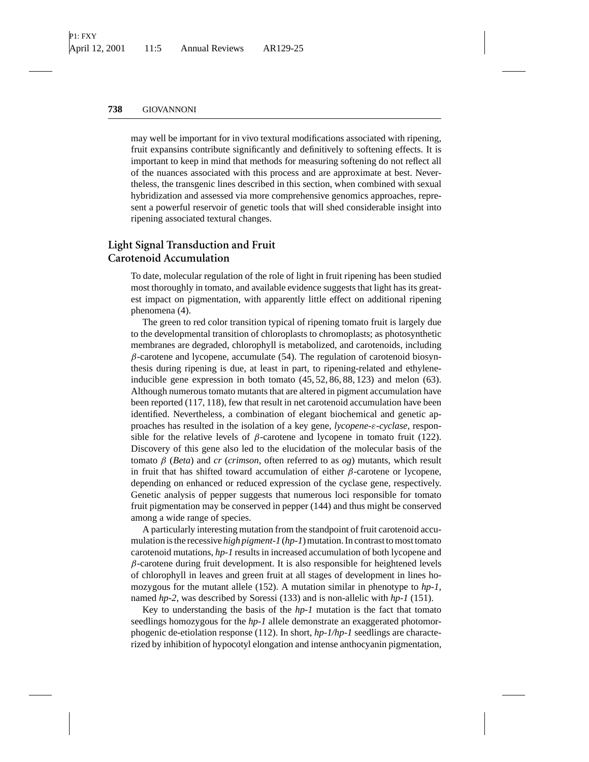may well be important for in vivo textural modifications associated with ripening, fruit expansins contribute significantly and definitively to softening effects. It is important to keep in mind that methods for measuring softening do not reflect all of the nuances associated with this process and are approximate at best. Nevertheless, the transgenic lines described in this section, when combined with sexual hybridization and assessed via more comprehensive genomics approaches, represent a powerful reservoir of genetic tools that will shed considerable insight into ripening associated textural changes.

## Light Signal Transduction and Fruit Carotenoid Accumulation

To date, molecular regulation of the role of light in fruit ripening has been studied most thoroughly in tomato, and available evidence suggests that light has its greatest impact on pigmentation, with apparently little effect on additional ripening phenomena (4).

The green to red color transition typical of ripening tomato fruit is largely due to the developmental transition of chloroplasts to chromoplasts; as photosynthetic membranes are degraded, chlorophyll is metabolized, and carotenoids, including $\beta$-carotene and lycopene, accumulate (54). The regulation of carotenoid biosynthesis during ripening is due, at least in part, to ripening-related and ethylene-inducible gene expression in both tomato (45, 52, 86, 88, 123) and melon (63). Although numerous tomato mutants that are altered in pigment accumulation have been reported (117, 118), few that result in net carotenoid accumulation have been identified. Nevertheless, a combination of elegant biochemical and genetic approaches has resulted in the isolation of a key gene, *lycopene-$\varepsilon$-cyclase*, responsible for the relative levels of $\beta$-carotene and lycopene in tomato fruit (122). Discovery of this gene also led to the elucidation of the molecular basis of the tomato $\beta$ (*Beta*) and *cr* (*crimson*, often referred to as *og*) mutants, which result in fruit that has shifted toward accumulation of either $\beta$-carotene or lycopene, depending on enhanced or reduced expression of the cyclase gene, respectively. Genetic analysis of pepper suggests that numerous loci responsible for tomato fruit pigmentation may be conserved in pepper (144) and thus might be conserved among a wide range of species.

A particularly interesting mutation from the standpoint of fruit carotenoid accumulation is the recessive *high pigment-1* (*hp-1*) mutation. In contrast to most tomato carotenoid mutations, *hp-1* results in increased accumulation of both lycopene and $\beta$-carotene during fruit development. It is also responsible for heightened levels of chlorophyll in leaves and green fruit at all stages of development in lines homozygous for the mutant allele (152). A mutation similar in phenotype to *hp-1*, named *hp-2*, was described by Soressi (133) and is non-allelic with *hp-1* (151).

Key to understanding the basis of the *hp-1* mutation is the fact that tomato seedlings homozygous for the *hp-1* allele demonstrate an exaggerated photomorphogenic de-etiolation response (112). In short, *hp-1/hp-1* seedlings are characterized by inhibition of hypocotyl elongation and intense anthocyanin pigmentation,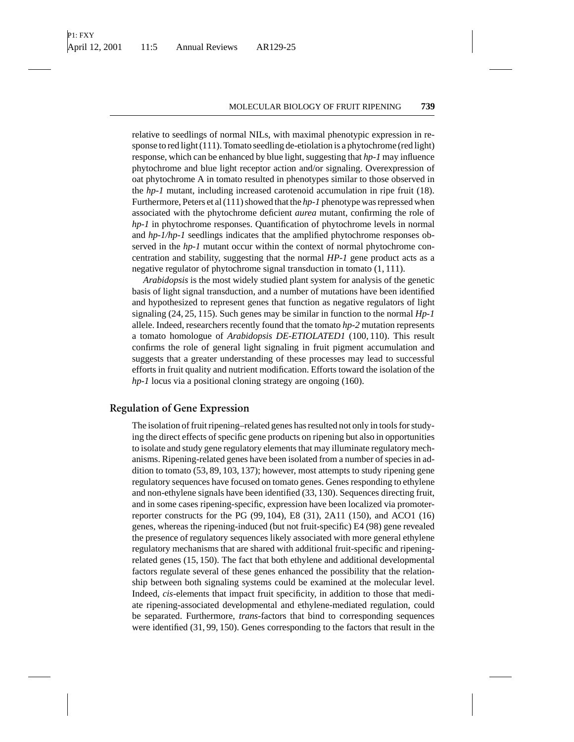relative to seedlings of normal NILs, with maximal phenotypic expression in response to red light (111). Tomato seedling de-etiolation is a phytochrome (red light) response, which can be enhanced by blue light, suggesting that *hp-1* may influence phytochrome and blue light receptor action and/or signaling. Overexpression of oat phytochrome A in tomato resulted in phenotypes similar to those observed in the *hp-1* mutant, including increased carotenoid accumulation in ripe fruit (18). Furthermore, Peters et al (111) showed that the *hp-1* phenotype was repressed when associated with the phytochrome deficient *aurea* mutant, confirming the role of *hp-1* in phytochrome responses. Quantification of phytochrome levels in normal and *hp-1/hp-1* seedlings indicates that the amplified phytochrome responses observed in the *hp-1* mutant occur within the context of normal phytochrome concentration and stability, suggesting that the normal *HP-1* gene product acts as a negative regulator of phytochrome signal transduction in tomato (1, 111).

*Arabidopsis* is the most widely studied plant system for analysis of the genetic basis of light signal transduction, and a number of mutations have been identified and hypothesized to represent genes that function as negative regulators of light signaling (24, 25, 115). Such genes may be similar in function to the normal *Hp-1* allele. Indeed, researchers recently found that the tomato *hp-2* mutation represents a tomato homologue of *Arabidopsis DE-ETIOLATED1* (100, 110). This result confirms the role of general light signaling in fruit pigment accumulation and suggests that a greater understanding of these processes may lead to successful efforts in fruit quality and nutrient modification. Efforts toward the isolation of the *hp-1* locus via a positional cloning strategy are ongoing (160).

## Regulation of Gene Expression

The isolation of fruit ripening–related genes has resulted not only in tools for studying the direct effects of specific gene products on ripening but also in opportunities to isolate and study gene regulatory elements that may illuminate regulatory mechanisms. Ripening-related genes have been isolated from a number of species in addition to tomato (53, 89, 103, 137); however, most attempts to study ripening gene regulatory sequences have focused on tomato genes. Genes responding to ethylene and non-ethylene signals have been identified (33, 130). Sequences directing fruit, and in some cases ripening-specific, expression have been localized via promoter-reporter constructs for the PG (99, 104), E8 (31), 2A11 (150), and ACO1 (16) genes, whereas the ripening-induced (but not fruit-specific) E4 (98) gene revealed the presence of regulatory sequences likely associated with more general ethylene regulatory mechanisms that are shared with additional fruit-specific and ripening-related genes (15, 150). The fact that both ethylene and additional developmental factors regulate several of these genes enhanced the possibility that the relationship between both signaling systems could be examined at the molecular level. Indeed, *cis*-elements that impact fruit specificity, in addition to those that mediate ripening-associated developmental and ethylene-mediated regulation, could be separated. Furthermore, *trans*-factors that bind to corresponding sequences were identified (31, 99, 150). Genes corresponding to the factors that result in the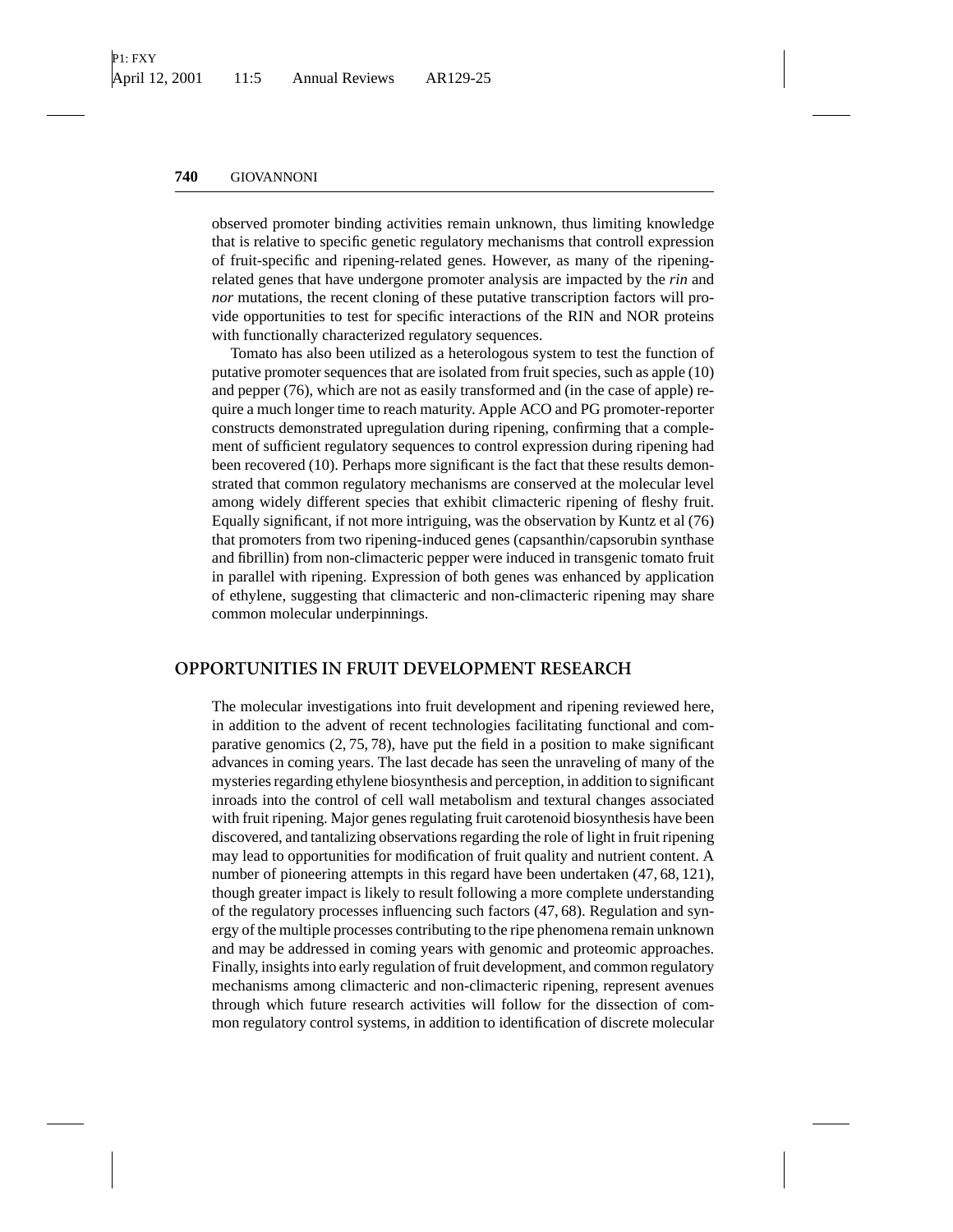observed promoter binding activities remain unknown, thus limiting knowledge that is relative to specific genetic regulatory mechanisms that controll expression of fruit-specific and ripening-related genes. However, as many of the ripening-related genes that have undergone promoter analysis are impacted by the *rin* and *nor* mutations, the recent cloning of these putative transcription factors will provide opportunities to test for specific interactions of the RIN and NOR proteins with functionally characterized regulatory sequences.

Tomato has also been utilized as a heterologous system to test the function of putative promoter sequences that are isolated from fruit species, such as apple (10) and pepper (76), which are not as easily transformed and (in the case of apple) require a much longer time to reach maturity. Apple ACO and PG promoter-reporter constructs demonstrated upregulation during ripening, confirming that a complement of sufficient regulatory sequences to control expression during ripening had been recovered (10). Perhaps more significant is the fact that these results demonstrated that common regulatory mechanisms are conserved at the molecular level among widely different species that exhibit climacteric ripening of fleshy fruit. Equally significant, if not more intriguing, was the observation by Kuntz et al (76) that promoters from two ripening-induced genes (capsanthin/capsorubin synthase and fibrillin) from non-climacteric pepper were induced in transgenic tomato fruit in parallel with ripening. Expression of both genes was enhanced by application of ethylene, suggesting that climacteric and non-climacteric ripening may share common molecular underpinnings.

## OPPORTUNITIES IN FRUIT DEVELOPMENT RESEARCH

The molecular investigations into fruit development and ripening reviewed here, in addition to the advent of recent technologies facilitating functional and comparative genomics (2, 75, 78), have put the field in a position to make significant advances in coming years. The last decade has seen the unraveling of many of the mysteries regarding ethylene biosynthesis and perception, in addition to significant inroads into the control of cell wall metabolism and textural changes associated with fruit ripening. Major genes regulating fruit carotenoid biosynthesis have been discovered, and tantalizing observations regarding the role of light in fruit ripening may lead to opportunities for modification of fruit quality and nutrient content. A number of pioneering attempts in this regard have been undertaken (47, 68, 121), though greater impact is likely to result following a more complete understanding of the regulatory processes influencing such factors (47, 68). Regulation and synergy of the multiple processes contributing to the ripe phenomena remain unknown and may be addressed in coming years with genomic and proteomic approaches. Finally, insights into early regulation of fruit development, and common regulatory mechanisms among climacteric and non-climacteric ripening, represent avenues through which future research activities will follow for the dissection of common regulatory control systems, in addition to identification of discrete molecular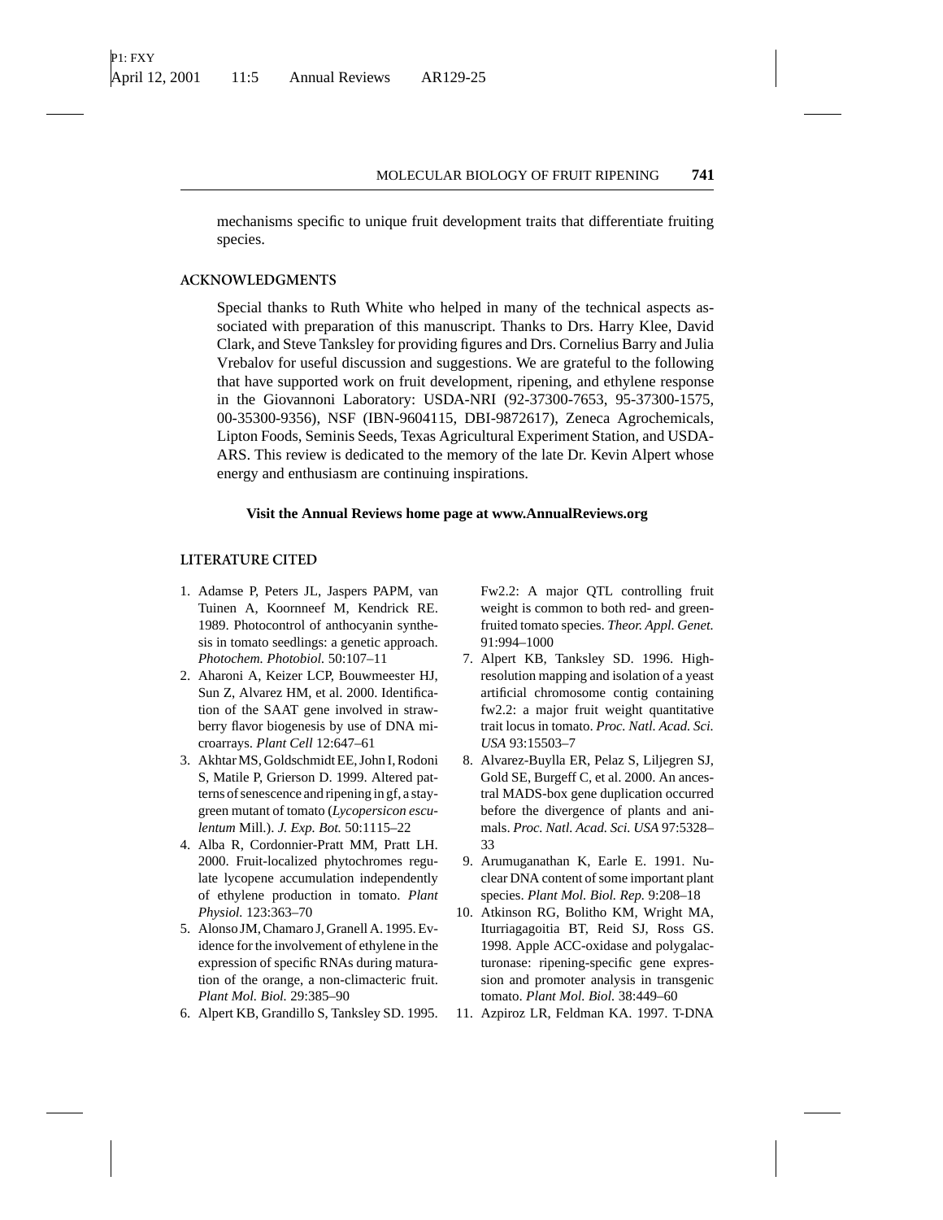mechanisms specific to unique fruit development traits that differentiate fruiting species.

## ACKNOWLEDGMENTS

Special thanks to Ruth White who helped in many of the technical aspects associated with preparation of this manuscript. Thanks to Drs. Harry Klee, David Clark, and Steve Tanksley for providing figures and Drs. Cornelius Barry and Julia Vrebalov for useful discussion and suggestions. We are grateful to the following that have supported work on fruit development, ripening, and ethylene response in the Giovannoni Laboratory: USDA-NRI (92-37300-7653, 95-37300-1575, 00-35300-9356), NSF (IBN-9604115, DBI-9872617), Zeneca Agrochemicals, Lipton Foods, Seminis Seeds, Texas Agricultural Experiment Station, and USDA-ARS. This review is dedicated to the memory of the late Dr. Kevin Alpert whose energy and enthusiasm are continuing inspirations.

**Visit the Annual Reviews home page at www.AnnualReviews.org**

## LITERATURE CITED

1. Adamse P, Peters JL, Jaspers PAPM, van Tuinen A, Koornneef M, Kendrick RE. 1989. Photocontrol of anthocyanin synthesis in tomato seedlings: a genetic approach. *Photochem. Photobiol.* 50:107–11
2. Aharoni A, Keizer LCP, Bouwmeester HJ, Sun Z, Alvarez HM, et al. 2000. Identification of the SAAT gene involved in strawberry flavor biogenesis by use of DNA microarrays. *Plant Cell* 12:647–61
3. Akhtar MS, Goldschmidt EE, John I, Rodoni S, Matile P, Grierson D. 1999. Altered patterns of senescence and ripening in gf, a stay-green mutant of tomato (*Lycopersicon esculentum* Mill.). *J. Exp. Bot.* 50:1115–22
4. Alba R, Cordonnier-Pratt MM, Pratt LH. 2000. Fruit-localized phytochromes regulate lycopene accumulation independently of ethylene production in tomato. *Plant Physiol.* 123:363–70
5. Alonso JM, Chamaro J, Granell A. 1995. Evidence for the involvement of ethylene in the expression of specific RNAs during maturation of the orange, a non-climacteric fruit. *Plant Mol. Biol.* 29:385–90
6. Alpert KB, Grandillo S, Tanksley SD. 1995. Fw2.2: A major QTL controlling fruit weight is common to both red- and green-fruited tomato species. *Theor. Appl. Genet.* 91:994–1000
7. Alpert KB, Tanksley SD. 1996. High-resolution mapping and isolation of a yeast artificial chromosome contig containing fw2.2: a major fruit weight quantitative trait locus in tomato. *Proc. Natl. Acad. Sci. USA* 93:15503–7
8. Alvarez-Buylla ER, Pelaz S, Liljegren SJ, Gold SE, Burgeff C, et al. 2000. An ancestral MADS-box gene duplication occurred before the divergence of plants and animals. *Proc. Natl. Acad. Sci. USA* 97:5328–33
9. Arumuganathan K, Earle E. 1991. Nuclear DNA content of some important plant species. *Plant Mol. Biol. Rep.* 9:208–18
10. Atkinson RG, Bolitho KM, Wright MA, Iturriagagoitia BT, Reid SJ, Ross GS. 1998. Apple ACC-oxidase and polygalacturonase: ripening-specific gene expression and promoter analysis in transgenic tomato. *Plant Mol. Biol.* 38:449–60
11. Azpiroz LR, Feldman KA. 1997. T-DNA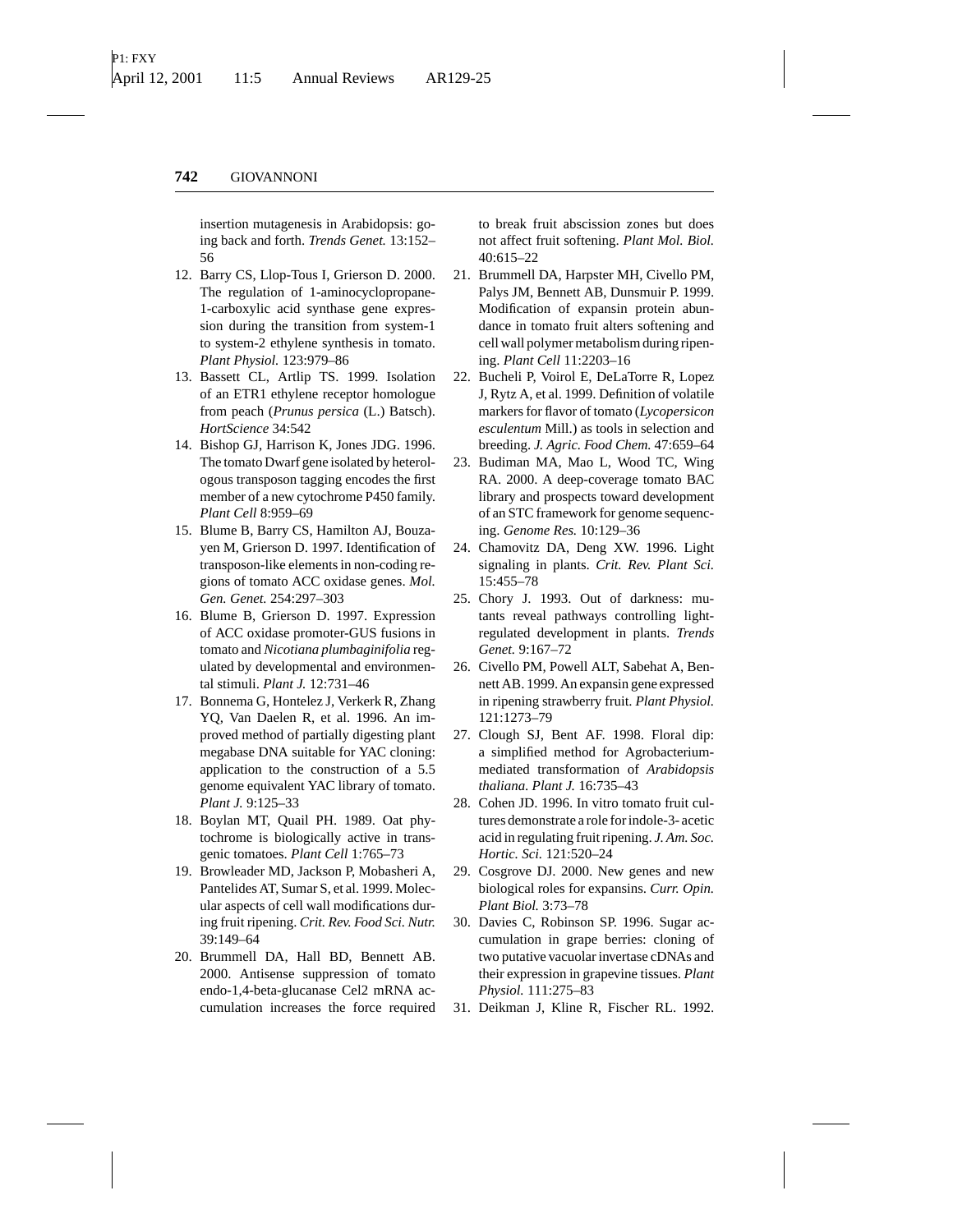insertion mutagenesis in Arabidopsis: going back and forth. *Trends Genet.* 13:152–56

12. Barry CS, Llop-Tous I, Grierson D. 2000. The regulation of 1-aminocyclopropane-1-carboxylic acid synthase gene expression during the transition from system-1 to system-2 ethylene synthesis in tomato. *Plant Physiol.* 123:979–86
13. Bassett CL, Artlip TS. 1999. Isolation of an ETR1 ethylene receptor homologue from peach (*Prunus persica* (L.) Batsch). *HortScience* 34:542
14. Bishop GJ, Harrison K, Jones JDG. 1996. The tomato Dwarf gene isolated by heterologous transposon tagging encodes the first member of a new cytochrome P450 family. *Plant Cell* 8:959–69
15. Blume B, Barry CS, Hamilton AJ, Bouzayen M, Grierson D. 1997. Identification of transposon-like elements in non-coding regions of tomato ACC oxidase genes. *Mol. Gen. Genet.* 254:297–303
16. Blume B, Grierson D. 1997. Expression of ACC oxidase promoter-GUS fusions in tomato and *Nicotiana plumbaginifolia* regulated by developmental and environmental stimuli. *Plant J.* 12:731–46
17. Bonnema G, Hontelez J, Verkerk R, Zhang YQ, Van Daelen R, et al. 1996. An improved method of partially digesting plant megabase DNA suitable for YAC cloning: application to the construction of a 5.5 genome equivalent YAC library of tomato. *Plant J.* 9:125–33
18. Boylan MT, Quail PH. 1989. Oat phytochrome is biologically active in transgenic tomatoes. *Plant Cell* 1:765–73
19. Browleader MD, Jackson P, Mobasheri A, Pantelides AT, Sumar S, et al. 1999. Molecular aspects of cell wall modifications during fruit ripening. *Crit. Rev. Food Sci. Nutr.* 39:149–64
20. Brummell DA, Hall BD, Bennett AB. 2000. Antisense suppression of tomato endo-1,4-beta-glucanase Cel2 mRNA accumulation increases the force required to break fruit abscission zones but does not affect fruit softening. *Plant Mol. Biol.* 40:615–22
21. Brummell DA, Harpster MH, Civello PM, Palys JM, Bennett AB, Dunsmuir P. 1999. Modification of expansin protein abundance in tomato fruit alters softening and cell wall polymer metabolism during ripening. *Plant Cell* 11:2203–16
22. Bucheli P, Voirol E, DeLaTorre R, Lopez J, Rytz A, et al. 1999. Definition of volatile markers for flavor of tomato (*Lycopersicon esculentum* Mill.) as tools in selection and breeding. *J. Agric. Food Chem.* 47:659–64
23. Budiman MA, Mao L, Wood TC, Wing RA. 2000. A deep-coverage tomato BAC library and prospects toward development of an STC framework for genome sequencing. *Genome Res.* 10:129–36
24. Chamovitz DA, Deng XW. 1996. Light signaling in plants. *Crit. Rev. Plant Sci.* 15:455–78
25. Chory J. 1993. Out of darkness: mutants reveal pathways controlling light-regulated development in plants. *Trends Genet.* 9:167–72
26. Civello PM, Powell ALT, Sabehat A, Bennett AB. 1999. An expansin gene expressed in ripening strawberry fruit. *Plant Physiol.* 121:1273–79
27. Clough SJ, Bent AF. 1998. Floral dip: a simplified method for Agrobacterium-mediated transformation of *Arabidopsis thaliana*. *Plant J.* 16:735–43
28. Cohen JD. 1996. In vitro tomato fruit cultures demonstrate a role for indole-3- acetic acid in regulating fruit ripening. *J. Am. Soc. Hortic. Sci.* 121:520–24
29. Cosgrove DJ. 2000. New genes and new biological roles for expansins. *Curr. Opin. Plant Biol.* 3:73–78
30. Davies C, Robinson SP. 1996. Sugar accumulation in grape berries: cloning of two putative vacuolar invertase cDNAs and their expression in grapevine tissues. *Plant Physiol.* 111:275–83
31. Deikman J, Kline R, Fischer RL. 1992.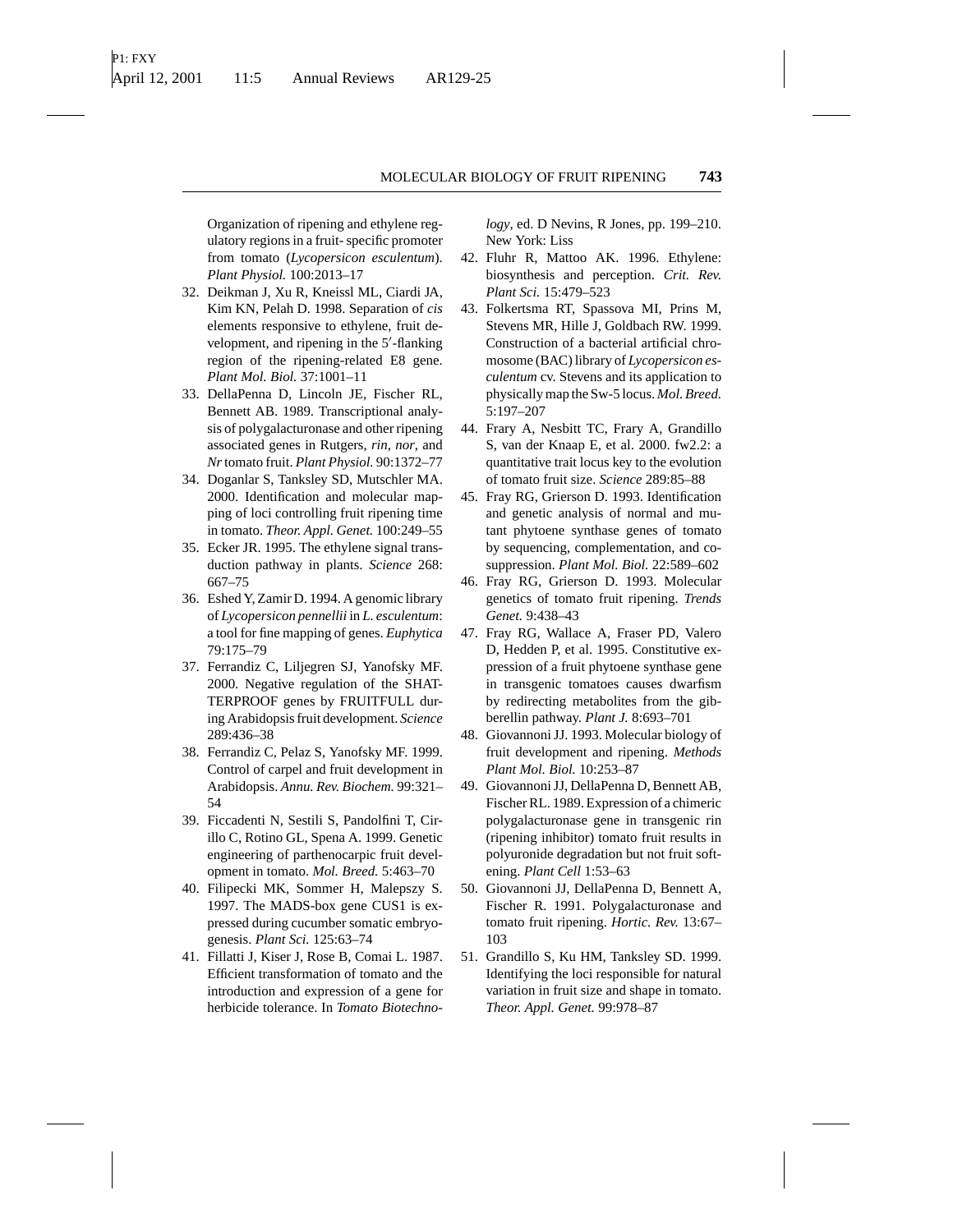Organization of ripening and ethylene regulatory regions in a fruit- specific promoter from tomato (*Lycopersicon esculentum*). *Plant Physiol.* 100:2013–17

32. Deikman J, Xu R, Kneissl ML, Ciardi JA, Kim KN, Pelah D. 1998. Separation of *cis* elements responsive to ethylene, fruit development, and ripening in the 5′-flanking region of the ripening-related E8 gene. *Plant Mol. Biol.* 37:1001–11
33. DellaPenna D, Lincoln JE, Fischer RL, Bennett AB. 1989. Transcriptional analysis of polygalacturonase and other ripening associated genes in Rutgers, *rin*, *nor*, and *Nr* tomato fruit. *Plant Physiol.* 90:1372–77
34. Doganlar S, Tanksley SD, Mutschler MA. 2000. Identification and molecular mapping of loci controlling fruit ripening time in tomato. *Theor. Appl. Genet.* 100:249–55
35. Ecker JR. 1995. The ethylene signal transduction pathway in plants. *Science* 268: 667–75
36. Eshed Y, Zamir D. 1994. A genomic library of *Lycopersicon pennellii* in *L. esculentum*: a tool for fine mapping of genes. *Euphytica* 79:175–79
37. Ferrandiz C, Liljegren SJ, Yanofsky MF. 2000. Negative regulation of the SHATTERPROOF genes by FRUITFULL during Arabidopsis fruit development. *Science* 289:436–38
38. Ferrandiz C, Pelaz S, Yanofsky MF. 1999. Control of carpel and fruit development in Arabidopsis. *Annu. Rev. Biochem.* 99:321–54
39. Ficcadenti N, Sestili S, Pandolfini T, Cirillo C, Rotino GL, Spena A. 1999. Genetic engineering of parthenocarpic fruit development in tomato. *Mol. Breed.* 5:463–70
40. Filipecki MK, Sommer H, Malepszy S. 1997. The MADS-box gene CUS1 is expressed during cucumber somatic embryogenesis. *Plant Sci.* 125:63–74
41. Fillatti J, Kiser J, Rose B, Comai L. 1987. Efficient transformation of tomato and the introduction and expression of a gene for herbicide tolerance. In *Tomato Biotechnology*, ed. D Nevins, R Jones, pp. 199–210. New York: Liss
42. Fluhr R, Mattoo AK. 1996. Ethylene: biosynthesis and perception. *Crit. Rev. Plant Sci.* 15:479–523
43. Folkertsma RT, Spassova MI, Prins M, Stevens MR, Hille J, Goldbach RW. 1999. Construction of a bacterial artificial chromosome (BAC) library of *Lycopersicon esculentum* cv. Stevens and its application to physically map the Sw-5 locus. *Mol. Breed.* 5:197–207
44. Frary A, Nesbitt TC, Frary A, Grandillo S, van der Knaap E, et al. 2000. fw2.2: a quantitative trait locus key to the evolution of tomato fruit size. *Science* 289:85–88
45. Fray RG, Grierson D. 1993. Identification and genetic analysis of normal and mutant phytoene synthase genes of tomato by sequencing, complementation, and co-suppression. *Plant Mol. Biol.* 22:589–602
46. Fray RG, Grierson D. 1993. Molecular genetics of tomato fruit ripening. *Trends Genet.* 9:438–43
47. Fray RG, Wallace A, Fraser PD, Valero D, Hedden P, et al. 1995. Constitutive expression of a fruit phytoene synthase gene in transgenic tomatoes causes dwarfism by redirecting metabolites from the gibberellin pathway. *Plant J.* 8:693–701
48. Giovannoni JJ. 1993. Molecular biology of fruit development and ripening. *Methods Plant Mol. Biol.* 10:253–87
49. Giovannoni JJ, DellaPenna D, Bennett AB, Fischer RL. 1989. Expression of a chimeric polygalacturonase gene in transgenic rin (ripening inhibitor) tomato fruit results in polyuronide degradation but not fruit softening. *Plant Cell* 1:53–63
50. Giovannoni JJ, DellaPenna D, Bennett A, Fischer R. 1991. Polygalacturonase and tomato fruit ripening. *Hortic. Rev.* 13:67–103
51. Grandillo S, Ku HM, Tanksley SD. 1999. Identifying the loci responsible for natural variation in fruit size and shape in tomato. *Theor. Appl. Genet.* 99:978–87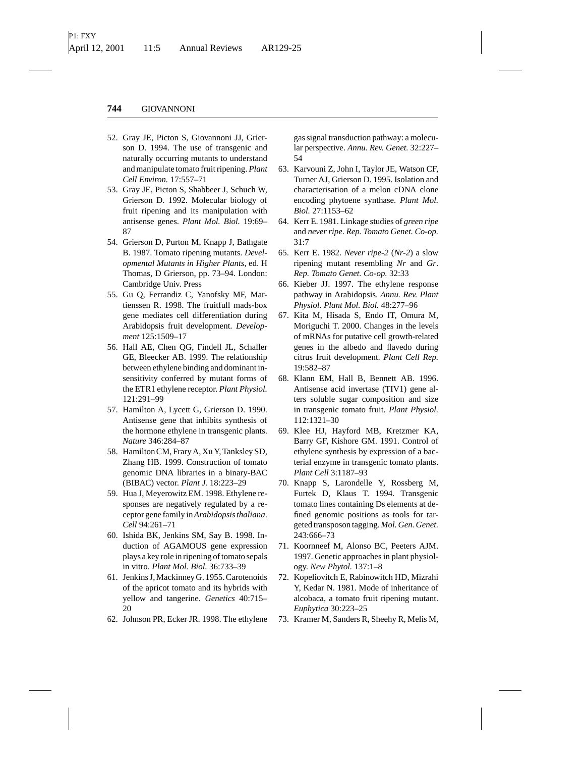52. Gray JE, Picton S, Giovannoni JJ, Grierson D. 1994. The use of transgenic and naturally occurring mutants to understand and manipulate tomato fruit ripening. *Plant Cell Environ.* 17:557–71
53. Gray JE, Picton S, Shabbeer J, Schuch W, Grierson D. 1992. Molecular biology of fruit ripening and its manipulation with antisense genes. *Plant Mol. Biol.* 19:69–87
54. Grierson D, Purton M, Knapp J, Bathgate B. 1987. Tomato ripening mutants. *Developmental Mutants in Higher Plants*, ed. H Thomas, D Grierson, pp. 73–94. London: Cambridge Univ. Press
55. Gu Q, Ferrandiz C, Yanofsky MF, Martienssen R. 1998. The fruitfull mads-box gene mediates cell differentiation during Arabidopsis fruit development. *Development* 125:1509–17
56. Hall AE, Chen QG, Findell JL, Schaller GE, Bleecker AB. 1999. The relationship between ethylene binding and dominant insensitivity conferred by mutant forms of the ETR1 ethylene receptor. *Plant Physiol.* 121:291–99
57. Hamilton A, Lycett G, Grierson D. 1990. Antisense gene that inhibits synthesis of the hormone ethylene in transgenic plants. *Nature* 346:284–87
58. Hamilton CM, Frary A, Xu Y, Tanksley SD, Zhang HB. 1999. Construction of tomato genomic DNA libraries in a binary-BAC (BIBAC) vector. *Plant J.* 18:223–29
59. Hua J, Meyerowitz EM. 1998. Ethylene responses are negatively regulated by a receptor gene family in *Arabidopsis thaliana*. *Cell* 94:261–71
60. Ishida BK, Jenkins SM, Say B. 1998. Induction of AGAMOUS gene expression plays a key role in ripening of tomato sepals in vitro. *Plant Mol. Biol.* 36:733–39
61. Jenkins J, Mackinney G. 1955. Carotenoids of the apricot tomato and its hybrids with yellow and tangerine. *Genetics* 40:715–20
62. Johnson PR, Ecker JR. 1998. The ethylene gas signal transduction pathway: a molecular perspective. *Annu. Rev. Genet.* 32:227–54
63. Karvouni Z, John I, Taylor JE, Watson CF, Turner AJ, Grierson D. 1995. Isolation and characterisation of a melon cDNA clone encoding phytoene synthase. *Plant Mol. Biol.* 27:1153–62
64. Kerr E. 1981. Linkage studies of *green ripe* and *never ripe*. *Rep. Tomato Genet. Co-op.* 31:7
65. Kerr E. 1982. *Never ripe-2* (*Nr-2*) a slow ripening mutant resembling *Nr* and *Gr*. *Rep. Tomato Genet. Co-op.* 32:33
66. Kieber JJ. 1997. The ethylene response pathway in Arabidopsis. *Annu. Rev. Plant Physiol. Plant Mol. Biol.* 48:277–96
67. Kita M, Hisada S, Endo IT, Omura M, Moriguchi T. 2000. Changes in the levels of mRNAs for putative cell growth-related genes in the albedo and flavedo during citrus fruit development. *Plant Cell Rep.* 19:582–87
68. Klann EM, Hall B, Bennett AB. 1996. Antisense acid invertase (TIV1) gene alters soluble sugar composition and size in transgenic tomato fruit. *Plant Physiol.* 112:1321–30
69. Klee HJ, Hayford MB, Kretzmer KA, Barry GF, Kishore GM. 1991. Control of ethylene synthesis by expression of a bacterial enzyme in transgenic tomato plants. *Plant Cell* 3:1187–93
70. Knapp S, Larondelle Y, Rossberg M, Furtek D, Klaus T. 1994. Transgenic tomato lines containing Ds elements at defined genomic positions as tools for targeted transposon tagging. *Mol. Gen. Genet.* 243:666–73
71. Koornneef M, Alonso BC, Peeters AJM. 1997. Genetic approaches in plant physiology. *New Phytol.* 137:1–8
72. Kopeliovitch E, Rabinowitch HD, Mizrahi Y, Kedar N. 1981. Mode of inheritance of alcobaca, a tomato fruit ripening mutant. *Euphytica* 30:223–25
73. Kramer M, Sanders R, Sheehy R, Melis M,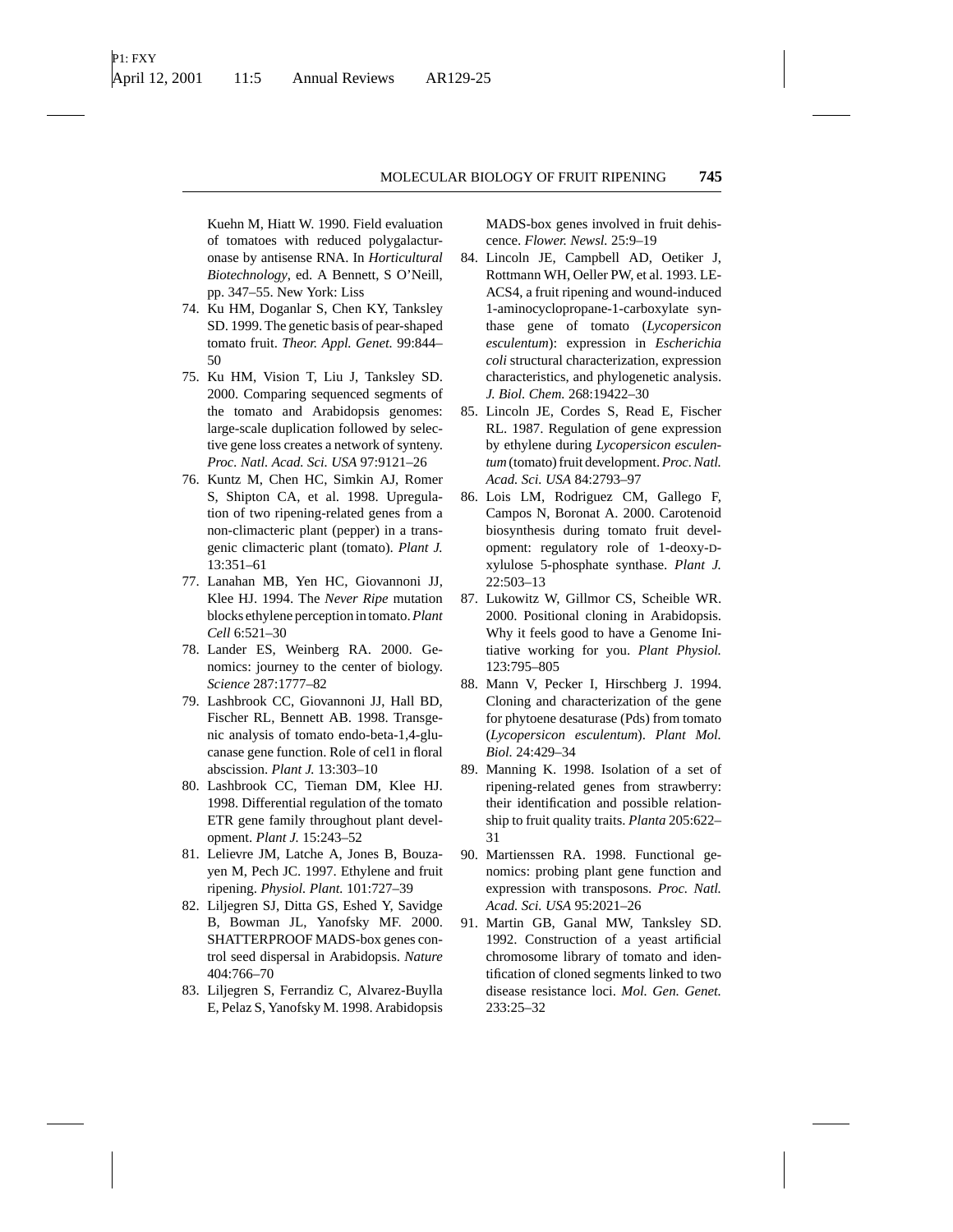Kuehn M, Hiatt W. 1990. Field evaluation of tomatoes with reduced polygalacturonase by antisense RNA. In *Horticultural Biotechnology*, ed. A Bennett, S O'Neill, pp. 347–55. New York: Liss

74. Ku HM, Doganlar S, Chen KY, Tanksley SD. 1999. The genetic basis of pear-shaped tomato fruit. *Theor. Appl. Genet.* 99:844–50
75. Ku HM, Vision T, Liu J, Tanksley SD. 2000. Comparing sequenced segments of the tomato and Arabidopsis genomes: large-scale duplication followed by selective gene loss creates a network of synteny. *Proc. Natl. Acad. Sci. USA* 97:9121–26
76. Kuntz M, Chen HC, Simkin AJ, Romer S, Shipton CA, et al. 1998. Upregulation of two ripening-related genes from a non-climacteric plant (pepper) in a transgenic climacteric plant (tomato). *Plant J.* 13:351–61
77. Lanahan MB, Yen HC, Giovannoni JJ, Klee HJ. 1994. The *Never Ripe* mutation blocks ethylene perception in tomato. *Plant Cell* 6:521–30
78. Lander ES, Weinberg RA. 2000. Genomics: journey to the center of biology. *Science* 287:1777–82
79. Lashbrook CC, Giovannoni JJ, Hall BD, Fischer RL, Bennett AB. 1998. Transgenic analysis of tomato endo-beta-1,4-glucanase gene function. Role of cel1 in floral abscission. *Plant J.* 13:303–10
80. Lashbrook CC, Tieman DM, Klee HJ. 1998. Differential regulation of the tomato ETR gene family throughout plant development. *Plant J.* 15:243–52
81. Lelievre JM, Latche A, Jones B, Bouzayen M, Pech JC. 1997. Ethylene and fruit ripening. *Physiol. Plant.* 101:727–39
82. Liljegren SJ, Ditta GS, Eshed Y, Savidge B, Bowman JL, Yanofsky MF. 2000. SHATTERPROOF MADS-box genes control seed dispersal in Arabidopsis. *Nature* 404:766–70
83. Liljegren S, Ferrandiz C, Alvarez-Buylla E, Pelaz S, Yanofsky M. 1998. Arabidopsis MADS-box genes involved in fruit dehiscence. *Flower. Newsl.* 25:9–19
84. Lincoln JE, Campbell AD, Oetiker J, Rottmann WH, Oeller PW, et al. 1993. LE-ACS4, a fruit ripening and wound-induced 1-aminocyclopropane-1-carboxylate synthase gene of tomato (*Lycopersicon esculentum*): expression in *Escherichia coli* structural characterization, expression characteristics, and phylogenetic analysis. *J. Biol. Chem.* 268:19422–30
85. Lincoln JE, Cordes S, Read E, Fischer RL. 1987. Regulation of gene expression by ethylene during *Lycopersicon esculentum* (tomato) fruit development. *Proc. Natl. Acad. Sci. USA* 84:2793–97
86. Lois LM, Rodriguez CM, Gallego F, Campos N, Boronat A. 2000. Carotenoid biosynthesis during tomato fruit development: regulatory role of 1-deoxy-D-xylulose 5-phosphate synthase. *Plant J.* 22:503–13
87. Lukowitz W, Gillmor CS, Scheible WR. 2000. Positional cloning in Arabidopsis. Why it feels good to have a Genome Initiative working for you. *Plant Physiol.* 123:795–805
88. Mann V, Pecker I, Hirschberg J. 1994. Cloning and characterization of the gene for phytoene desaturase (Pds) from tomato (*Lycopersicon esculentum*). *Plant Mol. Biol.* 24:429–34
89. Manning K. 1998. Isolation of a set of ripening-related genes from strawberry: their identification and possible relationship to fruit quality traits. *Planta* 205:622–31
90. Martienssen RA. 1998. Functional genomics: probing plant gene function and expression with transposons. *Proc. Natl. Acad. Sci. USA* 95:2021–26
91. Martin GB, Ganal MW, Tanksley SD. 1992. Construction of a yeast artificial chromosome library of tomato and identification of cloned segments linked to two disease resistance loci. *Mol. Gen. Genet.* 233:25–32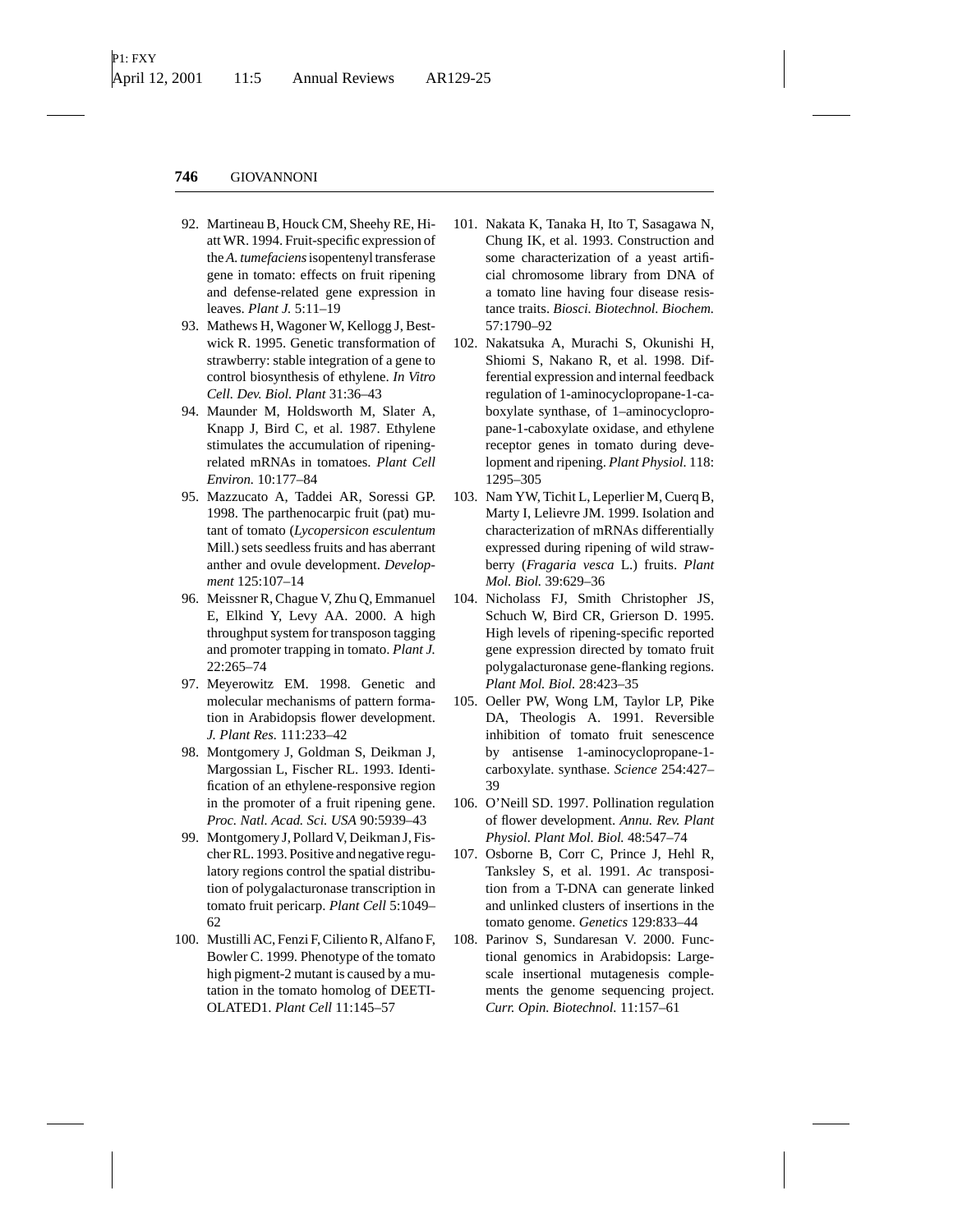92. Martineau B, Houck CM, Sheehy RE, Hiatt WR. 1994. Fruit-specific expression of the *A. tumefaciens* isopentenyl transferase gene in tomato: effects on fruit ripening and defense-related gene expression in leaves. *Plant J.* 5:11–19
93. Mathews H, Wagoner W, Kellogg J, Bestwick R. 1995. Genetic transformation of strawberry: stable integration of a gene to control biosynthesis of ethylene. *In Vitro Cell. Dev. Biol. Plant* 31:36–43
94. Maunder M, Holdsworth M, Slater A, Knapp J, Bird C, et al. 1987. Ethylene stimulates the accumulation of ripening-related mRNAs in tomatoes. *Plant Cell Environ.* 10:177–84
95. Mazzucato A, Taddei AR, Soressi GP. 1998. The parthenocarpic fruit (pat) mutant of tomato (*Lycopersicon esculentum* Mill.) sets seedless fruits and has aberrant anther and ovule development. *Development* 125:107–14
96. Meissner R, Chague V, Zhu Q, Emmanuel E, Elkind Y, Levy AA. 2000. A high throughput system for transposon tagging and promoter trapping in tomato. *Plant J.* 22:265–74
97. Meyerowitz EM. 1998. Genetic and molecular mechanisms of pattern formation in Arabidopsis flower development. *J. Plant Res.* 111:233–42
98. Montgomery J, Goldman S, Deikman J, Margossian L, Fischer RL. 1993. Identification of an ethylene-responsive region in the promoter of a fruit ripening gene. *Proc. Natl. Acad. Sci. USA* 90:5939–43
99. Montgomery J, Pollard V, Deikman J, Fischer RL. 1993. Positive and negative regulatory regions control the spatial distribution of polygalacturonase transcription in tomato fruit pericarp. *Plant Cell* 5:1049–62
100. Mustilli AC, Fenzi F, Ciliento R, Alfano F, Bowler C. 1999. Phenotype of the tomato high pigment-2 mutant is caused by a mutation in the tomato homolog of DEETIOLATED1. *Plant Cell* 11:145–57
101. Nakata K, Tanaka H, Ito T, Sasagawa N, Chung IK, et al. 1993. Construction and some characterization of a yeast artificial chromosome library from DNA of a tomato line having four disease resistance traits. *Biosci. Biotechnol. Biochem.* 57:1790–92
102. Nakatsuka A, Murachi S, Okunishi H, Shiomi S, Nakano R, et al. 1998. Differential expression and internal feedback regulation of 1-aminocyclopropane-1-caboxylate synthase, of 1–aminocyclopropane-1-caboxylate oxidase, and ethylene receptor genes in tomato during development and ripening. *Plant Physiol.* 118:1295–305
103. Nam YW, Tichit L, Leperlier M, Cuerq B, Marty I, Lelievre JM. 1999. Isolation and characterization of mRNAs differentially expressed during ripening of wild strawberry (*Fragaria vesca* L.) fruits. *Plant Mol. Biol.* 39:629–36
104. Nicholass FJ, Smith Christopher JS, Schuch W, Bird CR, Grierson D. 1995. High levels of ripening-specific reported gene expression directed by tomato fruit polygalacturonase gene-flanking regions. *Plant Mol. Biol.* 28:423–35
105. Oeller PW, Wong LM, Taylor LP, Pike DA, Theologis A. 1991. Reversible inhibition of tomato fruit senescence by antisense 1-aminocyclopropane-1-carboxylate. synthase. *Science* 254:427–39
106. O'Neill SD. 1997. Pollination regulation of flower development. *Annu. Rev. Plant Physiol. Plant Mol. Biol.* 48:547–74
107. Osborne B, Corr C, Prince J, Hehl R, Tanksley S, et al. 1991. *Ac* transposition from a T-DNA can generate linked and unlinked clusters of insertions in the tomato genome. *Genetics* 129:833–44
108. Parinov S, Sundaresan V. 2000. Functional genomics in Arabidopsis: Large-scale insertional mutagenesis complements the genome sequencing project. *Curr. Opin. Biotechnol.* 11:157–61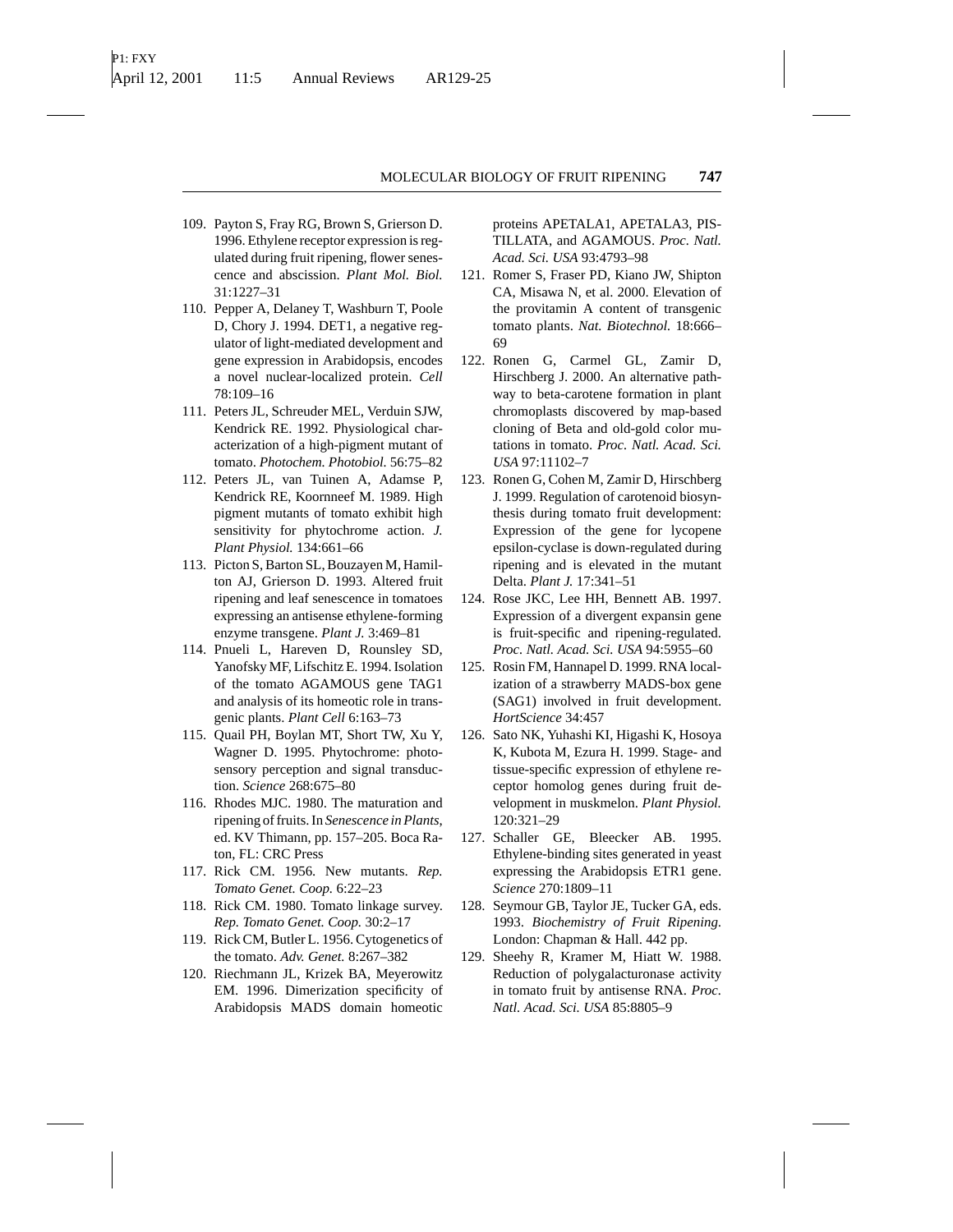109. Payton S, Fray RG, Brown S, Grierson D. 1996. Ethylene receptor expression is regulated during fruit ripening, flower senescence and abscission. *Plant Mol. Biol.* 31:1227–31
110. Pepper A, Delaney T, Washburn T, Poole D, Chory J. 1994. DET1, a negative regulator of light-mediated development and gene expression in Arabidopsis, encodes a novel nuclear-localized protein. *Cell* 78:109–16
111. Peters JL, Schreuder MEL, Verduin SJW, Kendrick RE. 1992. Physiological characterization of a high-pigment mutant of tomato. *Photochem. Photobiol.* 56:75–82
112. Peters JL, van Tuinen A, Adamse P, Kendrick RE, Koornneef M. 1989. High pigment mutants of tomato exhibit high sensitivity for phytochrome action. *J. Plant Physiol.* 134:661–66
113. Picton S, Barton SL, Bouzayen M, Hamilton AJ, Grierson D. 1993. Altered fruit ripening and leaf senescence in tomatoes expressing an antisense ethylene-forming enzyme transgene. *Plant J.* 3:469–81
114. Pnueli L, Hareven D, Rounsley SD, Yanofsky MF, Lifschitz E. 1994. Isolation of the tomato AGAMOUS gene TAG1 and analysis of its homeotic role in transgenic plants. *Plant Cell* 6:163–73
115. Quail PH, Boylan MT, Short TW, Xu Y, Wagner D. 1995. Phytochrome: photosensory perception and signal transduction. *Science* 268:675–80
116. Rhodes MJC. 1980. The maturation and ripening of fruits. In *Senescence in Plants*, ed. KV Thimann, pp. 157–205. Boca Raton, FL: CRC Press
117. Rick CM. 1956. New mutants. *Rep. Tomato Genet. Coop.* 6:22–23
118. Rick CM. 1980. Tomato linkage survey. *Rep. Tomato Genet. Coop.* 30:2–17
119. Rick CM, Butler L. 1956. Cytogenetics of the tomato. *Adv. Genet.* 8:267–382
120. Riechmann JL, Krizek BA, Meyerowitz EM. 1996. Dimerization specificity of Arabidopsis MADS domain homeotic proteins APETALA1, APETALA3, PISTILLATA, and AGAMOUS. *Proc. Natl. Acad. Sci. USA* 93:4793–98
121. Romer S, Fraser PD, Kiano JW, Shipton CA, Misawa N, et al. 2000. Elevation of the provitamin A content of transgenic tomato plants. *Nat. Biotechnol.* 18:666–69
122. Ronen G, Carmel GL, Zamir D, Hirschberg J. 2000. An alternative pathway to beta-carotene formation in plant chromoplasts discovered by map-based cloning of Beta and old-gold color mutations in tomato. *Proc. Natl. Acad. Sci. USA* 97:11102–7
123. Ronen G, Cohen M, Zamir D, Hirschberg J. 1999. Regulation of carotenoid biosynthesis during tomato fruit development: Expression of the gene for lycopene epsilon-cyclase is down-regulated during ripening and is elevated in the mutant Delta. *Plant J.* 17:341–51
124. Rose JKC, Lee HH, Bennett AB. 1997. Expression of a divergent expansin gene is fruit-specific and ripening-regulated. *Proc. Natl. Acad. Sci. USA* 94:5955–60
125. Rosin FM, Hannapel D. 1999. RNA localization of a strawberry MADS-box gene (SAG1) involved in fruit development. *HortScience* 34:457
126. Sato NK, Yuhashi KI, Higashi K, Hosoya K, Kubota M, Ezura H. 1999. Stage- and tissue-specific expression of ethylene receptor homolog genes during fruit development in muskmelon. *Plant Physiol.* 120:321–29
127. Schaller GE, Bleecker AB. 1995. Ethylene-binding sites generated in yeast expressing the Arabidopsis ETR1 gene. *Science* 270:1809–11
128. Seymour GB, Taylor JE, Tucker GA, eds. 1993. *Biochemistry of Fruit Ripening*. London: Chapman & Hall. 442 pp.
129. Sheehy R, Kramer M, Hiatt W. 1988. Reduction of polygalacturonase activity in tomato fruit by antisense RNA. *Proc. Natl. Acad. Sci. USA* 85:8805–9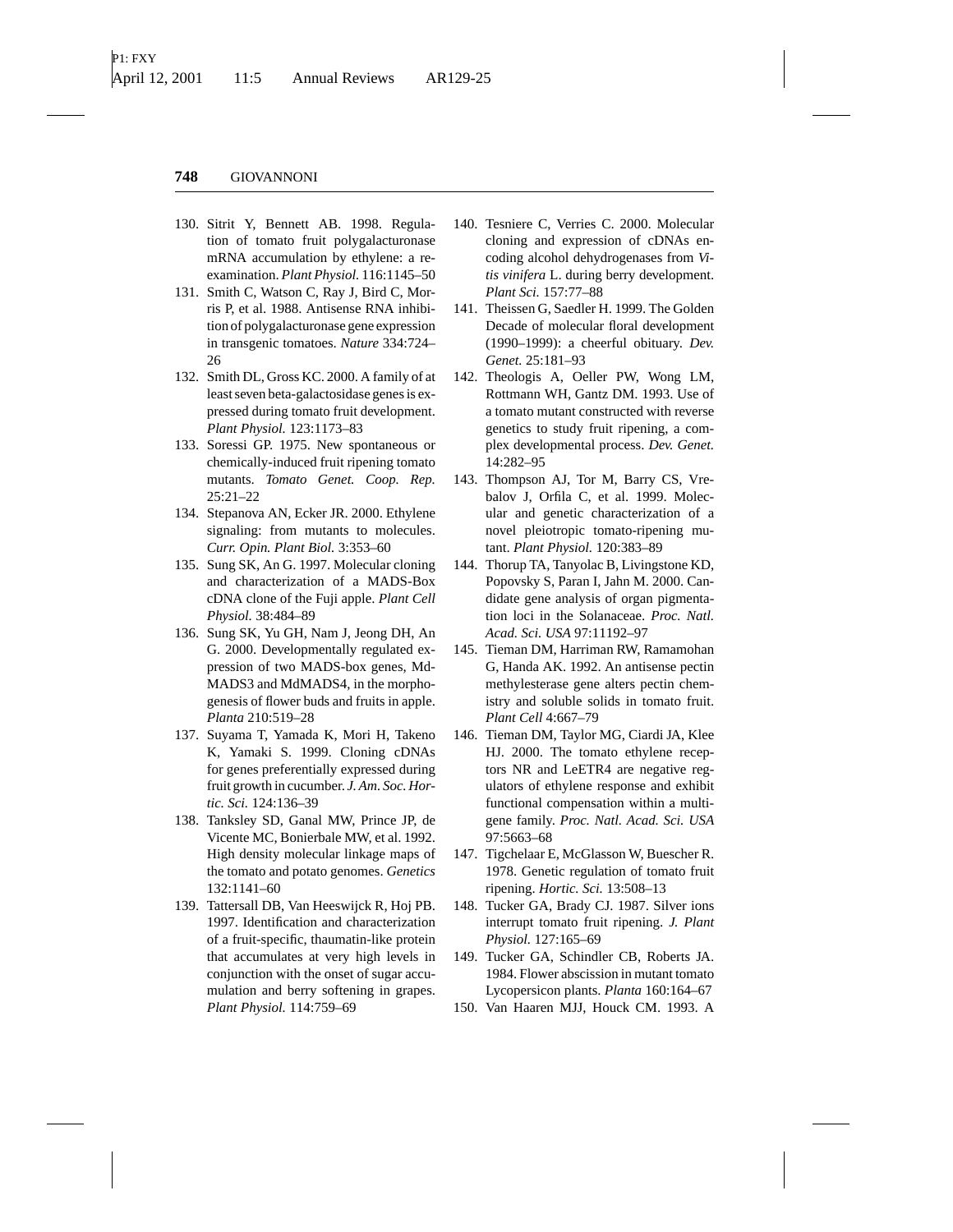130. Sitrit Y, Bennett AB. 1998. Regulation of tomato fruit polygalacturonase mRNA accumulation by ethylene: a re-examination. *Plant Physiol.* 116:1145–50
131. Smith C, Watson C, Ray J, Bird C, Morris P, et al. 1988. Antisense RNA inhibition of polygalacturonase gene expression in transgenic tomatoes. *Nature* 334:724–26
132. Smith DL, Gross KC. 2000. A family of at least seven beta-galactosidase genes is expressed during tomato fruit development. *Plant Physiol.* 123:1173–83
133. Soressi GP. 1975. New spontaneous or chemically-induced fruit ripening tomato mutants. *Tomato Genet. Coop. Rep.* 25:21–22
134. Stepanova AN, Ecker JR. 2000. Ethylene signaling: from mutants to molecules. *Curr. Opin. Plant Biol.* 3:353–60
135. Sung SK, An G. 1997. Molecular cloning and characterization of a MADS-Box cDNA clone of the Fuji apple. *Plant Cell Physiol.* 38:484–89
136. Sung SK, Yu GH, Nam J, Jeong DH, An G. 2000. Developmentally regulated expression of two MADS-box genes, MdMADS3 and MdMADS4, in the morphogenesis of flower buds and fruits in apple. *Planta* 210:519–28
137. Suyama T, Yamada K, Mori H, Takeno K, Yamaki S. 1999. Cloning cDNAs for genes preferentially expressed during fruit growth in cucumber. *J. Am. Soc. Hortic. Sci.* 124:136–39
138. Tanksley SD, Ganal MW, Prince JP, de Vicente MC, Bonierbale MW, et al. 1992. High density molecular linkage maps of the tomato and potato genomes. *Genetics* 132:1141–60
139. Tattersall DB, Van Heeswijck R, Hoj PB. 1997. Identification and characterization of a fruit-specific, thaumatin-like protein that accumulates at very high levels in conjunction with the onset of sugar accumulation and berry softening in grapes. *Plant Physiol.* 114:759–69
140. Tesniere C, Verries C. 2000. Molecular cloning and expression of cDNAs encoding alcohol dehydrogenases from *Vitis vinifera* L. during berry development. *Plant Sci.* 157:77–88
141. Theissen G, Saedler H. 1999. The Golden Decade of molecular floral development (1990–1999): a cheerful obituary. *Dev. Genet.* 25:181–93
142. Theologis A, Oeller PW, Wong LM, Rottmann WH, Gantz DM. 1993. Use of a tomato mutant constructed with reverse genetics to study fruit ripening, a complex developmental process. *Dev. Genet.* 14:282–95
143. Thompson AJ, Tor M, Barry CS, Vrebalov J, Orfila C, et al. 1999. Molecular and genetic characterization of a novel pleiotropic tomato-ripening mutant. *Plant Physiol.* 120:383–89
144. Thorup TA, Tanyolac B, Livingstone KD, Popovsky S, Paran I, Jahn M. 2000. Candidate gene analysis of organ pigmentation loci in the Solanaceae. *Proc. Natl. Acad. Sci. USA* 97:11192–97
145. Tieman DM, Harriman RW, Ramamohan G, Handa AK. 1992. An antisense pectin methylesterase gene alters pectin chemistry and soluble solids in tomato fruit. *Plant Cell* 4:667–79
146. Tieman DM, Taylor MG, Ciardi JA, Klee HJ. 2000. The tomato ethylene receptors NR and LeETR4 are negative regulators of ethylene response and exhibit functional compensation within a multigene family. *Proc. Natl. Acad. Sci. USA* 97:5663–68
147. Tigchelaar E, McGlasson W, Buescher R. 1978. Genetic regulation of tomato fruit ripening. *Hortic. Sci.* 13:508–13
148. Tucker GA, Brady CJ. 1987. Silver ions interrupt tomato fruit ripening. *J. Plant Physiol.* 127:165–69
149. Tucker GA, Schindler CB, Roberts JA. 1984. Flower abscission in mutant tomato Lycopersicon plants. *Planta* 160:164–67
150. Van Haaren MJJ, Houck CM. 1993. A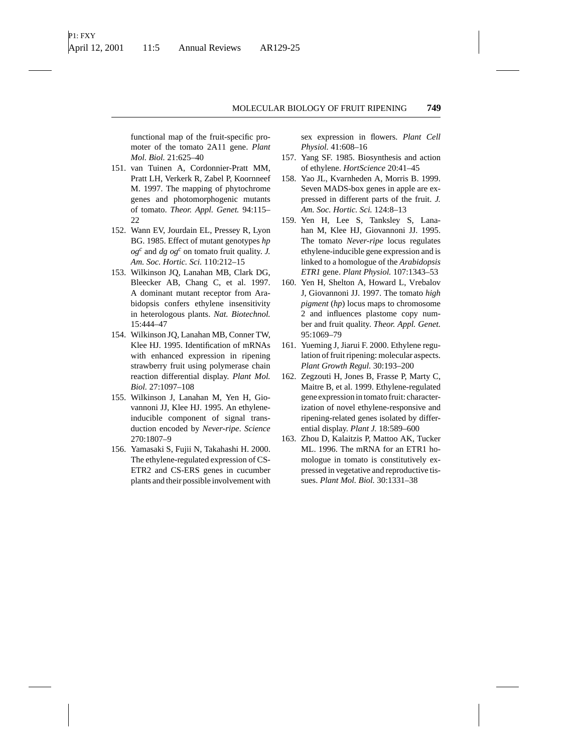functional map of the fruit-specific promoter of the tomato 2A11 gene. *Plant Mol. Biol.* 21:625–40

151. van Tuinen A, Cordonnier-Pratt MM, Pratt LH, Verkerk R, Zabel P, Koornneef M. 1997. The mapping of phytochrome genes and photomorphogenic mutants of tomato. *Theor. Appl. Genet.* 94:115–22
152. Wann EV, Jourdain EL, Pressey R, Lyon BG. 1985. Effect of mutant genotypes *hp* $og^c$ and *dg* $og^c$ on tomato fruit quality. *J. Am. Soc. Hortic. Sci.* 110:212–15
153. Wilkinson JQ, Lanahan MB, Clark DG, Bleecker AB, Chang C, et al. 1997. A dominant mutant receptor from Arabidopsis confers ethylene insensitivity in heterologous plants. *Nat. Biotechnol.* 15:444–47
154. Wilkinson JQ, Lanahan MB, Conner TW, Klee HJ. 1995. Identification of mRNAs with enhanced expression in ripening strawberry fruit using polymerase chain reaction differential display. *Plant Mol. Biol.* 27:1097–108
155. Wilkinson J, Lanahan M, Yen H, Giovannoni JJ, Klee HJ. 1995. An ethylene-inducible component of signal transduction encoded by *Never-ripe*. *Science* 270:1807–9
156. Yamasaki S, Fujii N, Takahashi H. 2000. The ethylene-regulated expression of CS-ETR2 and CS-ERS genes in cucumber plants and their possible involvement with sex expression in flowers. *Plant Cell Physiol.* 41:608–16
157. Yang SF. 1985. Biosynthesis and action of ethylene. *HortScience* 20:41–45
158. Yao JL, Kvarnheden A, Morris B. 1999. Seven MADS-box genes in apple are expressed in different parts of the fruit. *J. Am. Soc. Hortic. Sci.* 124:8–13
159. Yen H, Lee S, Tanksley S, Lanahan M, Klee HJ, Giovannoni JJ. 1995. The tomato *Never-ripe* locus regulates ethylene-inducible gene expression and is linked to a homologue of the *Arabidopsis ETR1* gene. *Plant Physiol.* 107:1343–53
160. Yen H, Shelton A, Howard L, Vrebalov J, Giovannoni JJ. 1997. The tomato *high pigment* (*hp*) locus maps to chromosome 2 and influences plastome copy number and fruit quality. *Theor. Appl. Genet.* 95:1069–79
161. Yueming J, Jiarui F. 2000. Ethylene regulation of fruit ripening: molecular aspects. *Plant Growth Regul.* 30:193–200
162. Zegzouti H, Jones B, Frasse P, Marty C, Maitre B, et al. 1999. Ethylene-regulated gene expression in tomato fruit: characterization of novel ethylene-responsive and ripening-related genes isolated by differential display. *Plant J.* 18:589–600
163. Zhou D, Kalaitzis P, Mattoo AK, Tucker ML. 1996. The mRNA for an ETR1 homologue in tomato is constitutively expressed in vegetative and reproductive tissues. *Plant Mol. Biol.* 30:1331–38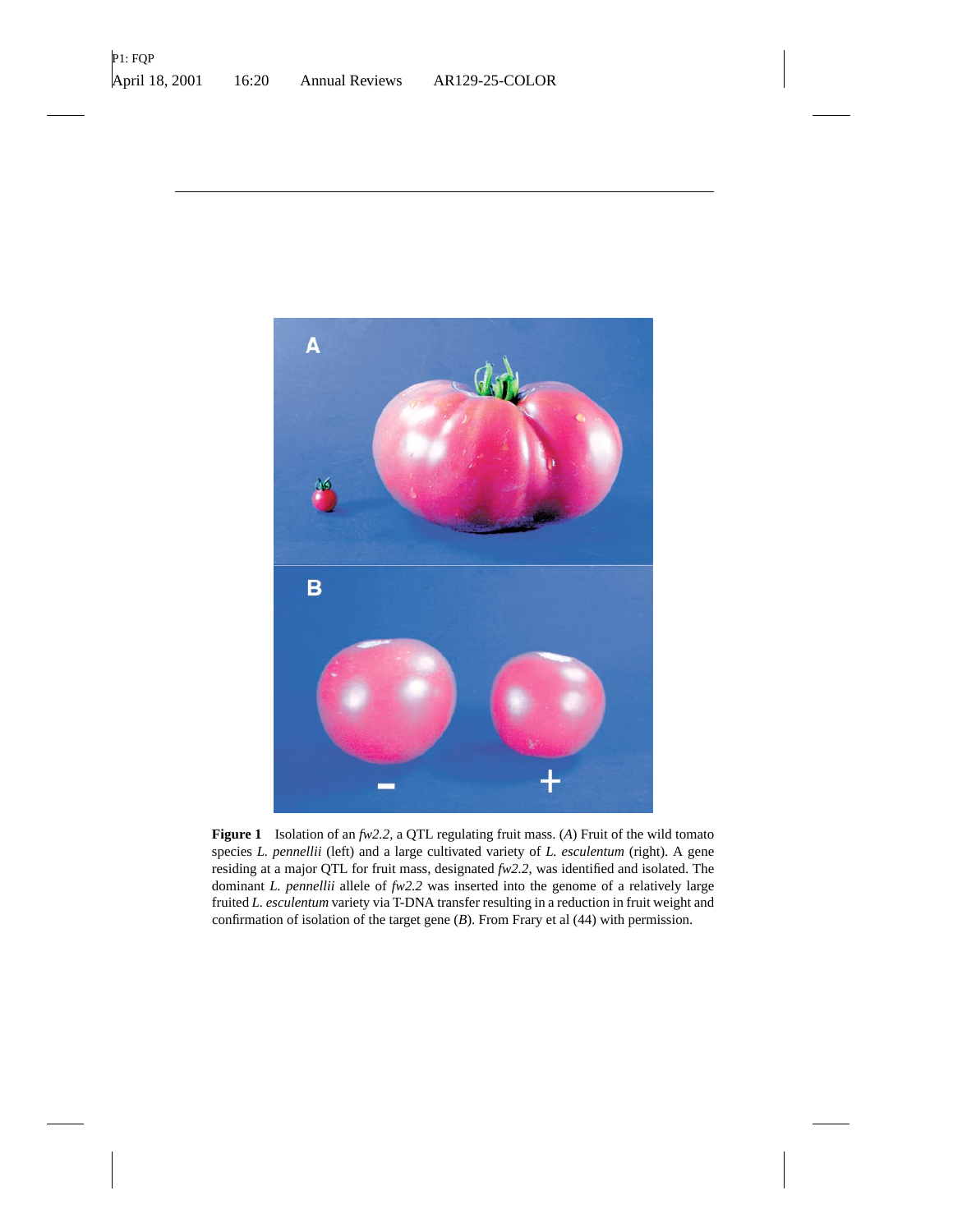**Figure 1** Isolation of an *fw2.2*, a QTL regulating fruit mass. (*A*) Fruit of the wild tomato species *L. pennellii* (left) and a large cultivated variety of *L. esculentum* (right). A gene residing at a major QTL for fruit mass, designated *fw2.2*, was identified and isolated. The dominant *L. pennellii* allele of *fw2.2* was inserted into the genome of a relatively large fruited *L. esculentum* variety via T-DNA transfer resulting in a reduction in fruit weight and confirmation of isolation of the target gene (*B*). From Frary et al (44) with permission.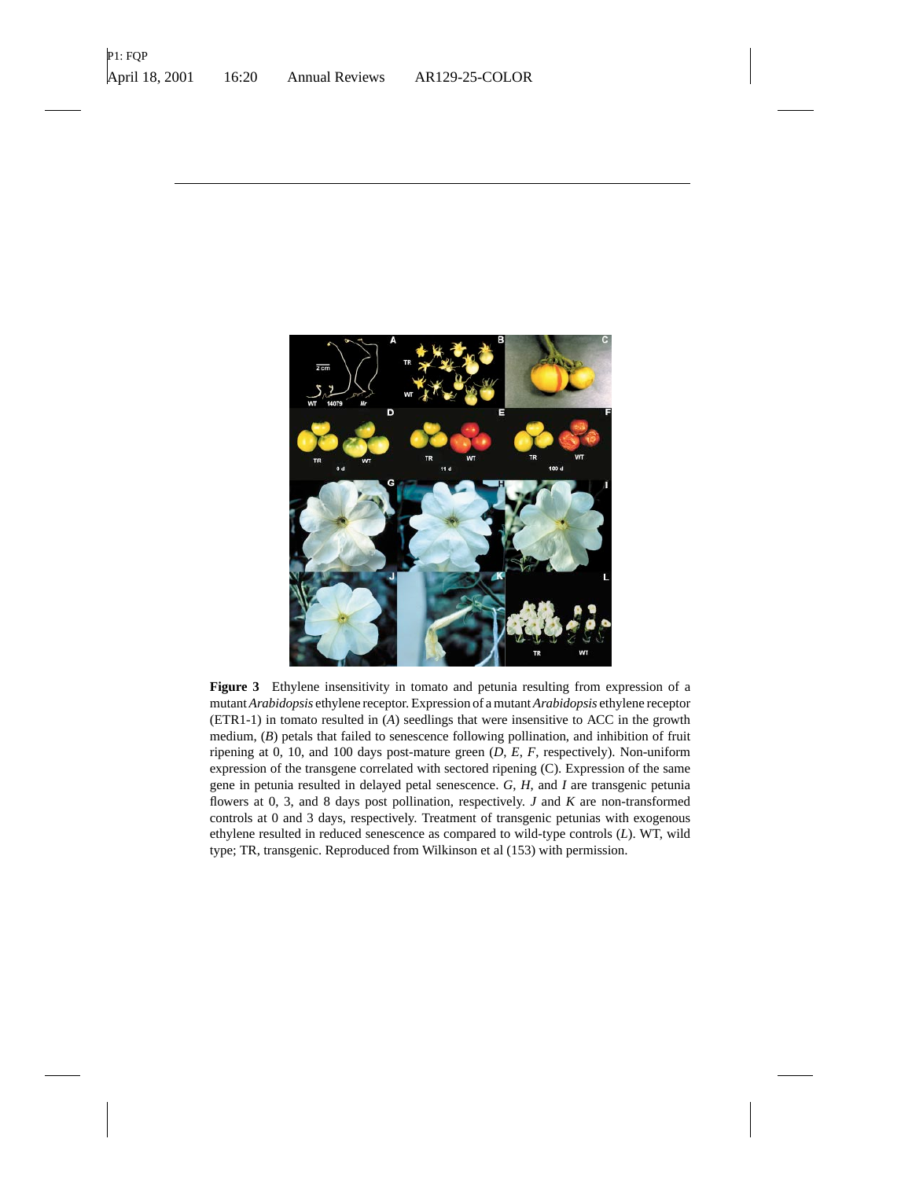**Figure 3** Ethylene insensitivity in tomato and petunia resulting from expression of a mutant *Arabidopsis* ethylene receptor. Expression of a mutant *Arabidopsis* ethylene receptor (ETR1-1) in tomato resulted in (*A*) seedlings that were insensitive to ACC in the growth medium, (*B*) petals that failed to senescence following pollination, and inhibition of fruit ripening at 0, 10, and 100 days post-mature green (*D*, *E*, *F*, respectively). Non-uniform expression of the transgene correlated with sectored ripening (C). Expression of the same gene in petunia resulted in delayed petal senescence. *G*, *H*, and *I* are transgenic petunia flowers at 0, 3, and 8 days post pollination, respectively. *J* and *K* are non-transformed controls at 0 and 3 days, respectively. Treatment of transgenic petunias with exogenous ethylene resulted in reduced senescence as compared to wild-type controls (*L*). WT, wild type; TR, transgenic. Reproduced from Wilkinson et al (153) with permission.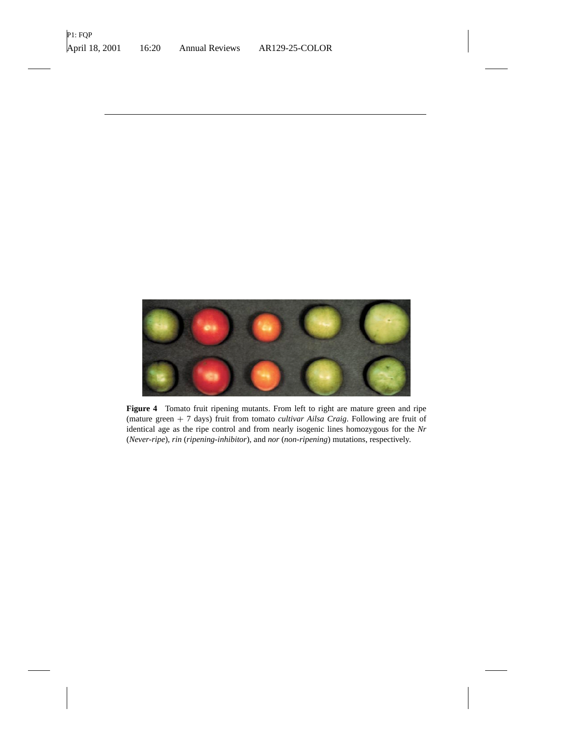**Figure 4** Tomato fruit ripening mutants. From left to right are mature green and ripe (mature green + 7 days) fruit from tomato *cultivar Ailsa Craig*. Following are fruit of identical age as the ripe control and from nearly isogenic lines homozygous for the *Nr* (*Never-ripe*), *rin* (*ripening-inhibitor*), and *nor* (*non-ripening*) mutations, respectively.